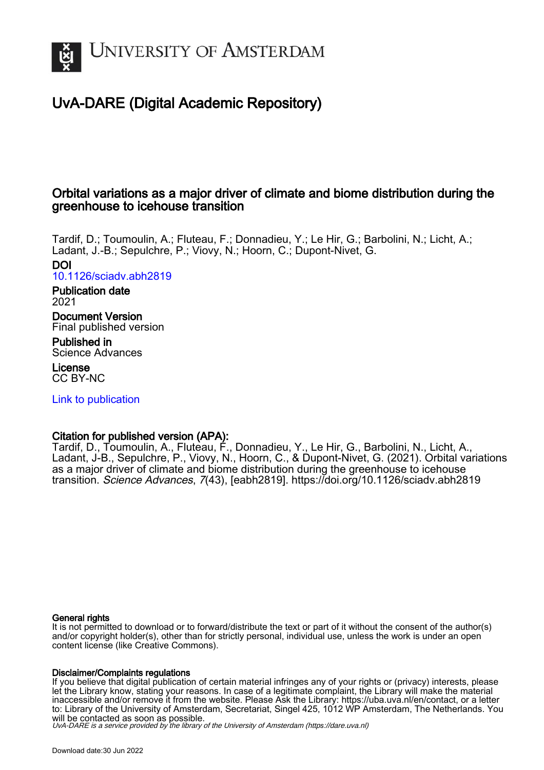# University of Amsterdam

## UvA-DARE (Digital Academic Repository)

## Orbital variations as a major driver of climate and biome distribution during the greenhouse to icehouse transition

Tardif, D.; Toumoulin, A.; Fluteau, F.; Donnadieu, Y.; Le Hir, G.; Barbolini, N.; Licht, A.; Ladant, J.-B.; Sepulchre, P.; Viovy, N.; Hoorn, C.; Dupont-Nivet, G.

**DOI**
[10.1126/sciadv.abh2819](https://doi.org/10.1126/sciadv.abh2819)

**Publication date**
2021

**Document Version**
Final published version

**Published in**
Science Advances

**License**
CC BY-NC

[Link to publication](#)

**Citation for published version (APA):**
Tardif, D., Toumoulin, A., Fluteau, F., Donnadieu, Y., Le Hir, G., Barbolini, N., Licht, A., Ladant, J-B., Sepulchre, P., Viovy, N., Hoorn, C., & Dupont-Nivet, G. (2021). Orbital variations as a major driver of climate and biome distribution during the greenhouse to icehouse transition. *Science Advances*, *7*(43), [eabh2819]. https://doi.org/10.1126/sciadv.abh2819

**General rights**
It is not permitted to download or to forward/distribute the text or part of it without the consent of the author(s) and/or copyright holder(s), other than for strictly personal, individual use, unless the work is under an open content license (like Creative Commons).

**Disclaimer/Complaints regulations**
If you believe that digital publication of certain material infringes any of your rights or (privacy) interests, please let the Library know, stating your reasons. In case of a legitimate complaint, the Library will make the material inaccessible and/or remove it from the website. Please Ask the Library: https://uba.uva.nl/en/contact, or a letter to: Library of the University of Amsterdam, Secretariat, Singel 425, 1012 WP Amsterdam, The Netherlands. You will be contacted as soon as possible.

*UvA-DARE is a service provided by the library of the University of Amsterdam (https://dare.uva.nl)*

Download date:30 Jun 2022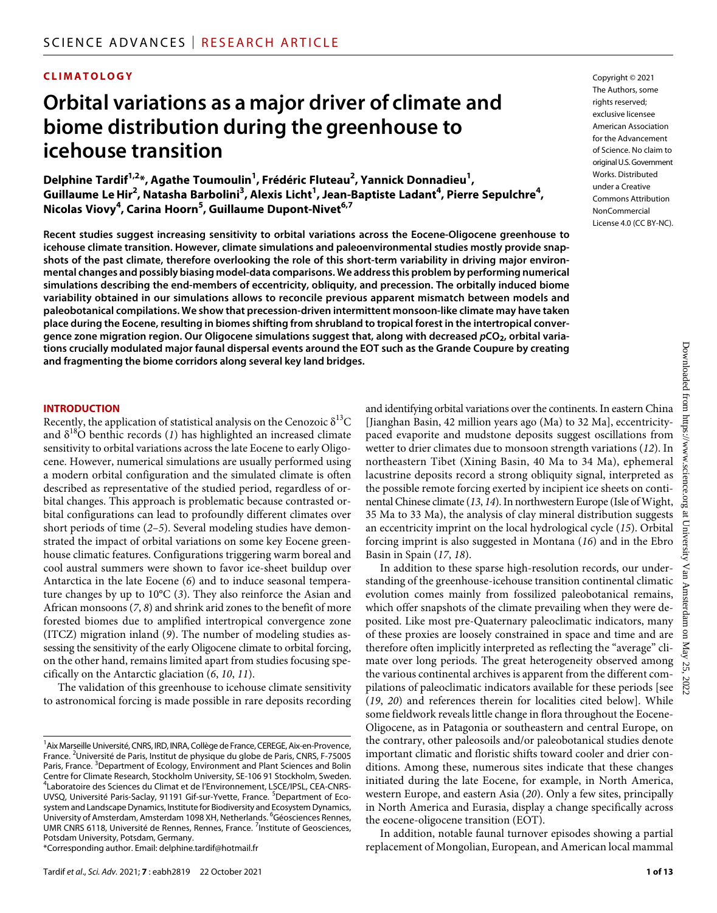CLIMATOLOGY

# Orbital variations as a major driver of climate and biome distribution during the greenhouse to icehouse transition

**Delphine Tardif[1,2]*, Agathe Toumoulin[1], Frédéric Fluteau[2], Yannick Donnadieu[1], Guillaume Le Hir[2], Natasha Barbolini[3], Alexis Licht[1], Jean-Baptiste Ladant[4], Pierre Sepulchre[4], Nicolas Viovy[4], Carina Hoorn[5], Guillaume Dupont-Nivet[6,7]**

Copyright © 2021 The Authors, some rights reserved; exclusive licensee American Association for the Advancement of Science. No claim to original U.S. Government Works. Distributed under a Creative Commons Attribution NonCommercial License 4.0 (CC BY-NC).

**Recent studies suggest increasing sensitivity to orbital variations across the Eocene-Oligocene greenhouse to icehouse climate transition. However, climate simulations and paleoenvironmental studies mostly provide snapshots of the past climate, therefore overlooking the role of this short-term variability in driving major environmental changes and possibly biasing model-data comparisons. We address this problem by performing numerical simulations describing the end-members of eccentricity, obliquity, and precession. The orbitally induced biome variability obtained in our simulations allows to reconcile previous apparent mismatch between models and paleobotanical compilations. We show that precession-driven intermittent monsoon-like climate may have taken place during the Eocene, resulting in biomes shifting from shrubland to tropical forest in the intertropical convergence zone migration region. Our Oligocene simulations suggest that, along with decreased $pCO_2$, orbital variations crucially modulated major faunal dispersal events around the EOT such as the Grande Coupure by creating and fragmenting the biome corridors along several key land bridges.**

## INTRODUCTION

Recently, the application of statistical analysis on the Cenozoic $\delta^{13}C$ and $\delta^{18}O$ benthic records (*1*) has highlighted an increased climate sensitivity to orbital variations across the late Eocene to early Oligocene. However, numerical simulations are usually performed using a modern orbital configuration and the simulated climate is often described as representative of the studied period, regardless of orbital changes. This approach is problematic because contrasted orbital configurations can lead to profoundly different climates over short periods of time (*2*–*5*). Several modeling studies have demonstrated the impact of orbital variations on some key Eocene greenhouse climatic features. Configurations triggering warm boreal and cool austral summers were shown to favor ice-sheet buildup over Antarctica in the late Eocene (*6*) and to induce seasonal temperature changes by up to 10°C (*3*). They also reinforce the Asian and African monsoons (*7*, *8*) and shrink arid zones to the benefit of more forested biomes due to amplified intertropical convergence zone (ITCZ) migration inland (*9*). The number of modeling studies assessing the sensitivity of the early Oligocene climate to orbital forcing, on the other hand, remains limited apart from studies focusing specifically on the Antarctic glaciation (*6*, *10*, *11*).

The validation of this greenhouse to icehouse climate sensitivity to astronomical forcing is made possible in rare deposits recording and identifying orbital variations over the continents. In eastern China [Jianghan Basin, 42 million years ago (Ma) to 32 Ma], eccentricity-paced evaporite and mudstone deposits suggest oscillations from wetter to drier climates due to monsoon strength variations (*12*). In northeastern Tibet (Xining Basin, 40 Ma to 34 Ma), ephemeral lacustrine deposits record a strong obliquity signal, interpreted as the possible remote forcing exerted by incipient ice sheets on continental Chinese climate (*13*, *14*). In northwestern Europe (Isle of Wight, 35 Ma to 33 Ma), the analysis of clay mineral distribution suggests an eccentricity imprint on the local hydrological cycle (*15*). Orbital forcing imprint is also suggested in Montana (*16*) and in the Ebro Basin in Spain (*17*, *18*).

In addition to these sparse high-resolution records, our understanding of the greenhouse-icehouse transition continental climatic evolution comes mainly from fossilized paleobotanical remains, which offer snapshots of the climate prevailing when they were deposited. Like most pre-Quaternary paleoclimatic indicators, many of these proxies are loosely constrained in space and time and are therefore often implicitly interpreted as reflecting the "average" climate over long periods. The great heterogeneity observed among the various continental archives is apparent from the different compilations of paleoclimatic indicators available for these periods [see (*19*, *20*) and references therein for localities cited below]. While some fieldwork reveals little change in flora throughout the Eocene-Oligocene, as in Patagonia or southeastern and central Europe, on the contrary, other paleosoils and/or paleobotanical studies denote important climatic and floristic shifts toward cooler and drier conditions. Among these, numerous sites indicate that these changes initiated during the late Eocene, for example, in North America, western Europe, and eastern Asia (*20*). Only a few sites, principally in North America and Eurasia, display a change specifically across the eocene-oligocene transition (EOT).

In addition, notable faunal turnover episodes showing a partial replacement of Mongolian, European, and American local mammal

[1]Aix Marseille Université, CNRS, IRD, INRA, Collège de France, CEREGE, Aix-en-Provence, France. [2]Université de Paris, Institut de physique du globe de Paris, CNRS, F-75005 Paris, France. [3]Department of Ecology, Environment and Plant Sciences and Bolin Centre for Climate Research, Stockholm University, SE-106 91 Stockholm, Sweden. [4]Laboratoire des Sciences du Climat et de l'Environnement, LSCE/IPSL, CEA-CNRS-UVSQ, Université Paris-Saclay, 91191 Gif-sur-Yvette, France. [5]Department of Ecosystem and Landscape Dynamics, Institute for Biodiversity and Ecosystem Dynamics, University of Amsterdam, Amsterdam 1098 XH, Netherlands. [6]Géosciences Rennes, UMR CNRS 6118, Université de Rennes, Rennes, France. [7]Institute of Geosciences, Potsdam University, Potsdam, Germany.

*Corresponding author. Email: delphine.tardif@hotmail.fr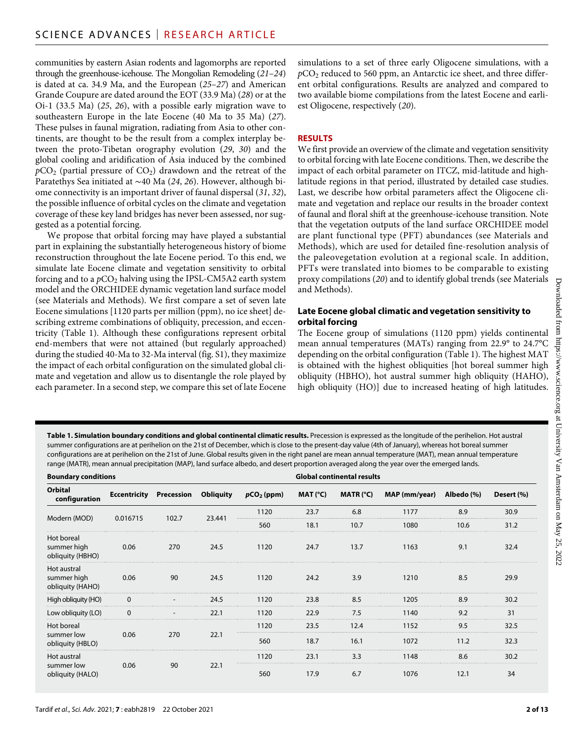communities by eastern Asian rodents and lagomorphs are reported through the greenhouse-icehouse. The Mongolian Remodeling (21–24) is dated at ca. 34.9 Ma, and the European (25–27) and American Grande Coupure are dated around the EOT (33.9 Ma) (28) or at the Oi-1 (33.5 Ma) (25, 26), with a possible early migration wave to southeastern Europe in the late Eocene (40 Ma to 35 Ma) (27). These pulses in faunal migration, radiating from Asia to other continents, are thought to be the result from a complex interplay between the proto-Tibetan orography evolution (29, 30) and the global cooling and aridification of Asia induced by the combined $pCO_2$ (partial pressure of $CO_2$) drawdown and the retreat of the Paratethys Sea initiated at ∼40 Ma (24, 26). However, although biome connectivity is an important driver of faunal dispersal (31, 32), the possible influence of orbital cycles on the climate and vegetation coverage of these key land bridges has never been assessed, nor suggested as a potential forcing.

We propose that orbital forcing may have played a substantial part in explaining the substantially heterogeneous history of biome reconstruction throughout the late Eocene period. To this end, we simulate late Eocene climate and vegetation sensitivity to orbital forcing and to a $pCO_2$ halving using the IPSL-CM5A2 earth system model and the ORCHIDEE dynamic vegetation land surface model (see Materials and Methods). We first compare a set of seven late Eocene simulations [1120 parts per million (ppm), no ice sheet] describing extreme combinations of obliquity, precession, and eccentricity (Table 1). Although these configurations represent orbital end-members that were not attained (but regularly approached) during the studied 40-Ma to 32-Ma interval (fig. S1), they maximize the impact of each orbital configuration on the simulated global climate and vegetation and allow us to disentangle the role played by each parameter. In a second step, we compare this set of late Eocene simulations to a set of three early Oligocene simulations, with a $pCO_2$ reduced to 560 ppm, an Antarctic ice sheet, and three different orbital configurations. Results are analyzed and compared to two available biome compilations from the latest Eocene and earliest Oligocene, respectively (20).

## RESULTS

We first provide an overview of the climate and vegetation sensitivity to orbital forcing with late Eocene conditions. Then, we describe the impact of each orbital parameter on ITCZ, mid-latitude and high-latitude regions in that period, illustrated by detailed case studies. Last, we describe how orbital parameters affect the Oligocene climate and vegetation and replace our results in the broader context of faunal and floral shift at the greenhouse-icehouse transition. Note that the vegetation outputs of the land surface ORCHIDEE model are plant functional type (PFT) abundances (see Materials and Methods), which are used for detailed fine-resolution analysis of the paleovegetation evolution at a regional scale. In addition, PFTs were translated into biomes to be comparable to existing proxy compilations (20) and to identify global trends (see Materials and Methods).

### Late Eocene global climatic and vegetation sensitivity to orbital forcing

The Eocene group of simulations (1120 ppm) yields continental mean annual temperatures (MATs) ranging from 22.9° to 24.7°C depending on the orbital configuration (Table 1). The highest MAT is obtained with the highest obliquities [hot boreal summer high obliquity (HBHO), hot austral summer high obliquity (HAHO), high obliquity (HO)] due to increased heating of high latitudes.

**Table 1. Simulation boundary conditions and global continental climatic results.** Precession is expressed as the longitude of the perihelion. Hot austral summer configurations are at perihelion on the 21st of December, which is close to the present-day value (4th of January), whereas hot boreal summer configurations are at perihelion on the 21st of June. Global results given in the right panel are mean annual temperature (MAT), mean annual temperature range (MATR), mean annual precipitation (MAP), land surface albedo, and desert proportion averaged along the year over the emerged lands.

| Boundary conditions | | | | Global continental results | | | | | |
|---|---|---|---|---|---|---|---|---|---|
| Orbital configuration | Eccentricity | Precession | Obliquity | $pCO_2$ (ppm) | MAT (°C) | MATR (°C) | MAP (mm/year) | Albedo (%) | Desert (%) |
| Modern (MOD) | 0.016715 | 102.7 | 23.441 | 1120 | 23.7 | 6.8 | 1177 | 8.9 | 30.9 |
| | | | | 560 | 18.1 | 10.7 | 1080 | 10.6 | 31.2 |
| Hot boreal summer high obliquity (HBHO) | 0.06 | 270 | 24.5 | 1120 | 24.7 | 13.7 | 1163 | 9.1 | 32.4 |
| Hot austral summer high obliquity (HAHO) | 0.06 | 90 | 24.5 | 1120 | 24.2 | 3.9 | 1210 | 8.5 | 29.9 |
| High obliquity (HO) | 0 | - | 24.5 | 1120 | 23.8 | 8.5 | 1205 | 8.9 | 30.2 |
| Low obliquity (LO) | 0 | - | 22.1 | 1120 | 22.9 | 7.5 | 1140 | 9.2 | 31 |
| Hot boreal summer low obliquity (HBLO) | 0.06 | 270 | 22.1 | 1120 | 23.5 | 12.4 | 1152 | 9.5 | 32.5 |
| | | | | 560 | 18.7 | 16.1 | 1072 | 11.2 | 32.3 |
| Hot austral summer low obliquity (HALO) | 0.06 | 90 | 22.1 | 1120 | 23.1 | 3.3 | 1148 | 8.6 | 30.2 |
| | | | | 560 | 17.9 | 6.7 | 1076 | 12.1 | 34 |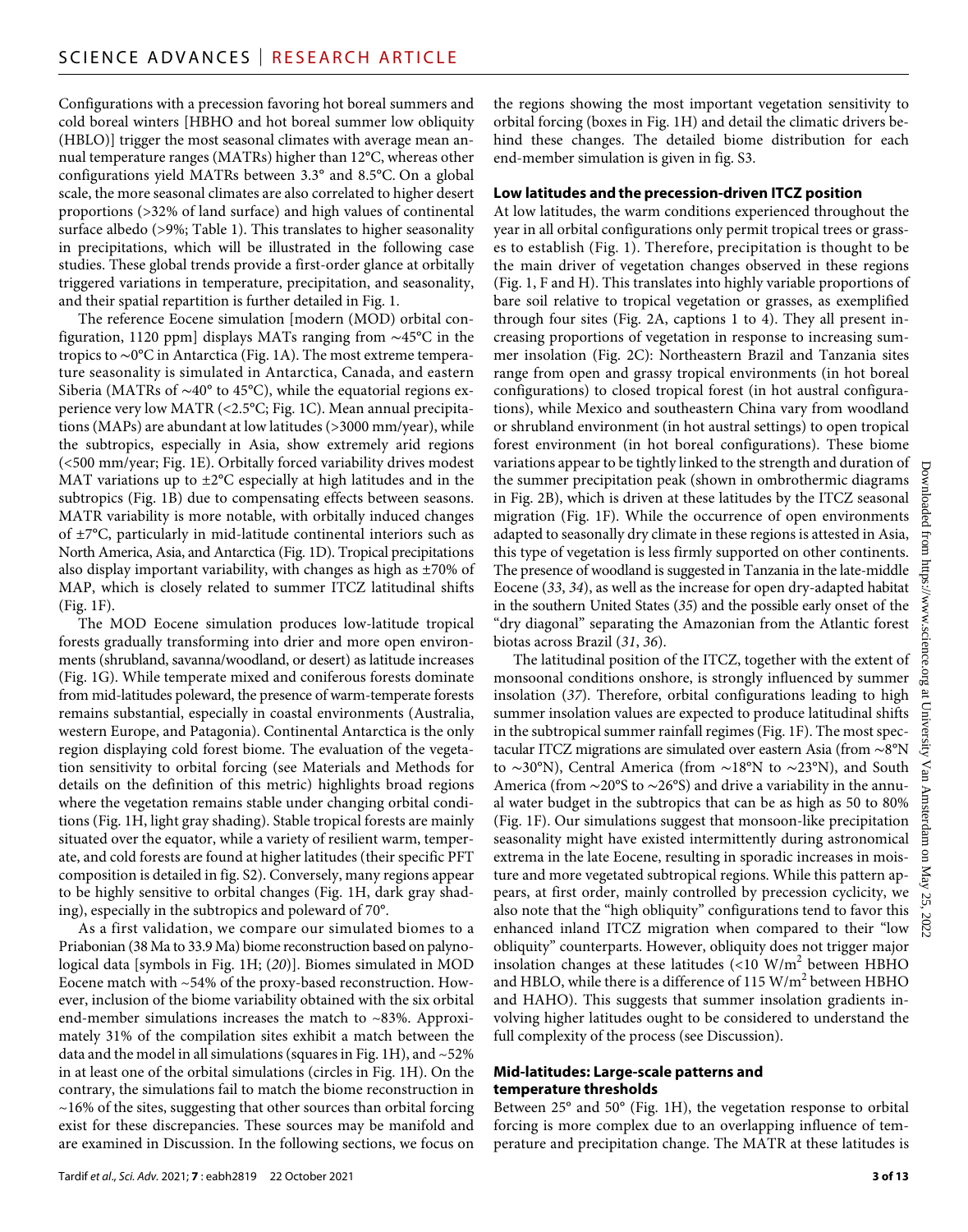Configurations with a precession favoring hot boreal summers and cold boreal winters [HBHO and hot boreal summer low obliquity (HBLO)] trigger the most seasonal climates with average mean annual temperature ranges (MATRs) higher than 12°C, whereas other configurations yield MATRs between 3.3° and 8.5°C. On a global scale, the more seasonal climates are also correlated to higher desert proportions (>32% of land surface) and high values of continental surface albedo (>9%; Table 1). This translates to higher seasonality in precipitations, which will be illustrated in the following case studies. These global trends provide a first-order glance at orbitally triggered variations in temperature, precipitation, and seasonality, and their spatial repartition is further detailed in Fig. 1.

The reference Eocene simulation [modern (MOD) orbital configuration, 1120 ppm] displays MATs ranging from ~45°C in the tropics to ~0°C in Antarctica (Fig. 1A). The most extreme temperature seasonality is simulated in Antarctica, Canada, and eastern Siberia (MATRs of ~40° to 45°C), while the equatorial regions experience very low MATR (<2.5°C; Fig. 1C). Mean annual precipitations (MAPs) are abundant at low latitudes (>3000 mm/year), while the subtropics, especially in Asia, show extremely arid regions (<500 mm/year; Fig. 1E). Orbitally forced variability drives modest MAT variations up to ±2°C especially at high latitudes and in the subtropics (Fig. 1B) due to compensating effects between seasons. MATR variability is more notable, with orbitally induced changes of ±7°C, particularly in mid-latitude continental interiors such as North America, Asia, and Antarctica (Fig. 1D). Tropical precipitations also display important variability, with changes as high as ±70% of MAP, which is closely related to summer ITCZ latitudinal shifts (Fig. 1F).

The MOD Eocene simulation produces low-latitude tropical forests gradually transforming into drier and more open environments (shrubland, savanna/woodland, or desert) as latitude increases (Fig. 1G). While temperate mixed and coniferous forests dominate from mid-latitudes poleward, the presence of warm-temperate forests remains substantial, especially in coastal environments (Australia, western Europe, and Patagonia). Continental Antarctica is the only region displaying cold forest biome. The evaluation of the vegetation sensitivity to orbital forcing (see Materials and Methods for details on the definition of this metric) highlights broad regions where the vegetation remains stable under changing orbital conditions (Fig. 1H, light gray shading). Stable tropical forests are mainly situated over the equator, while a variety of resilient warm, temperate, and cold forests are found at higher latitudes (their specific PFT composition is detailed in fig. S2). Conversely, many regions appear to be highly sensitive to orbital changes (Fig. 1H, dark gray shading), especially in the subtropics and poleward of 70°.

As a first validation, we compare our simulated biomes to a Priabonian (38 Ma to 33.9 Ma) biome reconstruction based on palynological data [symbols in Fig. 1H; (*20*)]. Biomes simulated in MOD Eocene match with ~54% of the proxy-based reconstruction. However, inclusion of the biome variability obtained with the six orbital end-member simulations increases the match to ~83%. Approximately 31% of the compilation sites exhibit a match between the data and the model in all simulations (squares in Fig. 1H), and ~52% in at least one of the orbital simulations (circles in Fig. 1H). On the contrary, the simulations fail to match the biome reconstruction in ~16% of the sites, suggesting that other sources than orbital forcing exist for these discrepancies. These sources may be manifold and are examined in Discussion. In the following sections, we focus on the regions showing the most important vegetation sensitivity to orbital forcing (boxes in Fig. 1H) and detail the climatic drivers behind these changes. The detailed biome distribution for each end-member simulation is given in fig. S3.

### Low latitudes and the precession-driven ITCZ position

At low latitudes, the warm conditions experienced throughout the year in all orbital configurations only permit tropical trees or grasses to establish (Fig. 1). Therefore, precipitation is thought to be the main driver of vegetation changes observed in these regions (Fig. 1, F and H). This translates into highly variable proportions of bare soil relative to tropical vegetation or grasses, as exemplified through four sites (Fig. 2A, captions 1 to 4). They all present increasing proportions of vegetation in response to increasing summer insolation (Fig. 2C): Northeastern Brazil and Tanzania sites range from open and grassy tropical environments (in hot boreal configurations) to closed tropical forest (in hot austral configurations), while Mexico and southeastern China vary from woodland or shrubland environment (in hot austral settings) to open tropical forest environment (in hot boreal configurations). These biome variations appear to be tightly linked to the strength and duration of the summer precipitation peak (shown in ombrothermic diagrams in Fig. 2B), which is driven at these latitudes by the ITCZ seasonal migration (Fig. 1F). While the occurrence of open environments adapted to seasonally dry climate in these regions is attested in Asia, this type of vegetation is less firmly supported on other continents. The presence of woodland is suggested in Tanzania in the late-middle Eocene (*33*, *34*), as well as the increase for open dry-adapted habitat in the southern United States (*35*) and the possible early onset of the "dry diagonal" separating the Amazonian from the Atlantic forest biotas across Brazil (*31*, *36*).

The latitudinal position of the ITCZ, together with the extent of monsoonal conditions onshore, is strongly influenced by summer insolation (*37*). Therefore, orbital configurations leading to high summer insolation values are expected to produce latitudinal shifts in the subtropical summer rainfall regimes (Fig. 1F). The most spectacular ITCZ migrations are simulated over eastern Asia (from ~8°N to ~30°N), Central America (from ~18°N to ~23°N), and South America (from ~20°S to ~26°S) and drive a variability in the annual water budget in the subtropics that can be as high as 50 to 80% (Fig. 1F). Our simulations suggest that monsoon-like precipitation seasonality might have existed intermittently during astronomical extrema in the late Eocene, resulting in sporadic increases in moisture and more vegetated subtropical regions. While this pattern appears, at first order, mainly controlled by precession cyclicity, we also note that the "high obliquity" configurations tend to favor this enhanced inland ITCZ migration when compared to their "low obliquity" counterparts. However, obliquity does not trigger major insolation changes at these latitudes (<10 W/m$^2$ between HBHO and HBLO, while there is a difference of 115 W/m$^2$ between HBHO and HAHO). This suggests that summer insolation gradients involving higher latitudes ought to be considered to understand the full complexity of the process (see Discussion).

### Mid-latitudes: Large-scale patterns and temperature thresholds

Between 25° and 50° (Fig. 1H), the vegetation response to orbital forcing is more complex due to an overlapping influence of temperature and precipitation change. The MATR at these latitudes is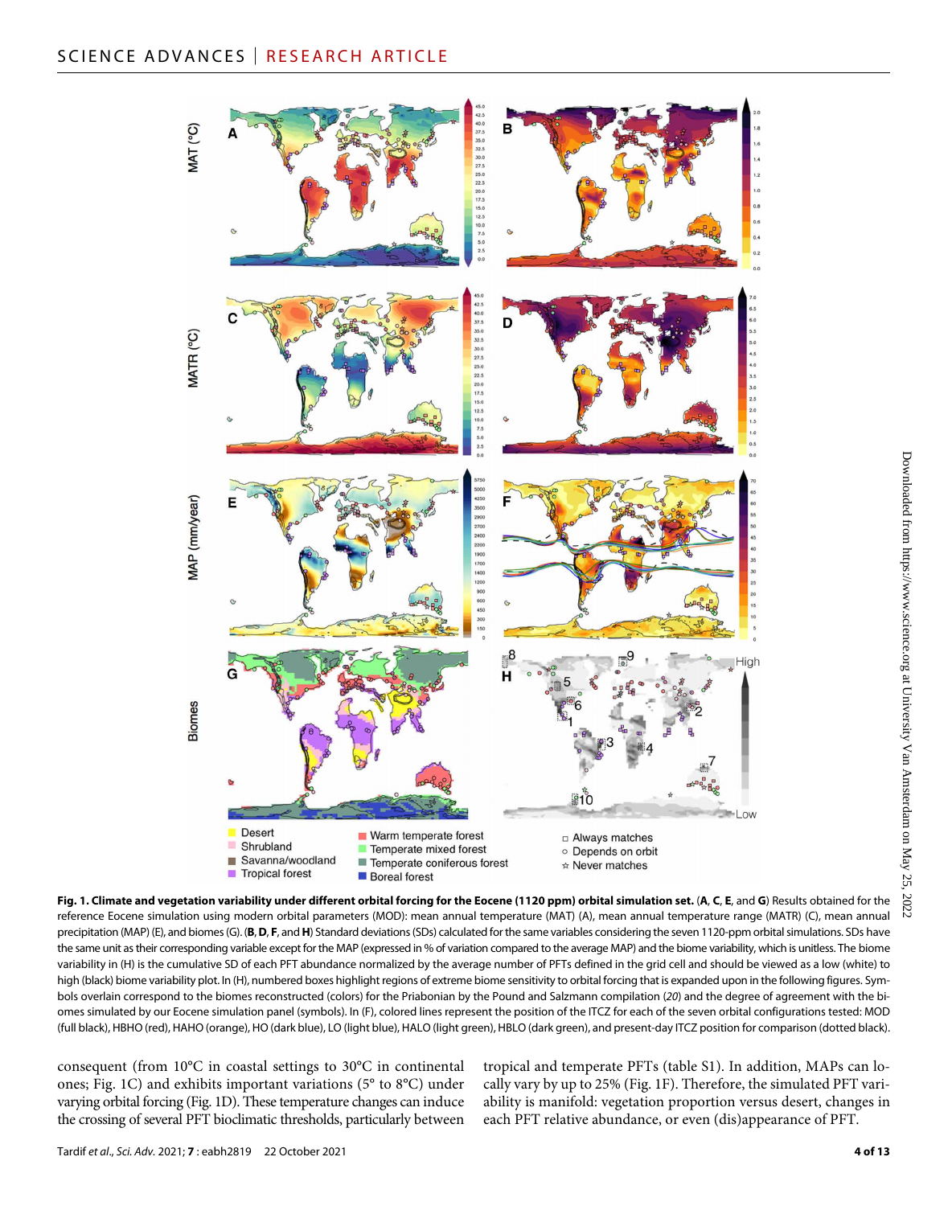**Fig. 1. Climate and vegetation variability under different orbital forcing for the Eocene (1120 ppm) orbital simulation set.** (**A**, **C**, **E**, and **G**) Results obtained for the reference Eocene simulation using modern orbital parameters (MOD): mean annual temperature (MAT) (A), mean annual temperature range (MATR) (C), mean annual precipitation (MAP) (E), and biomes (G). (**B**, **D**, **F**, and **H**) Standard deviations (SDs) calculated for the same variables considering the seven 1120-ppm orbital simulations. SDs have the same unit as their corresponding variable except for the MAP (expressed in % of variation compared to the average MAP) and the biome variability, which is unitless. The biome variability in (H) is the cumulative SD of each PFT abundance normalized by the average number of PFTs defined in the grid cell and should be viewed as a low (white) to high (black) biome variability plot. In (H), numbered boxes highlight regions of extreme biome sensitivity to orbital forcing that is expanded upon in the following figures. Symbols overlain correspond to the biomes reconstructed (colors) for the Priabonian by the Pound and Salzmann compilation (*20*) and the degree of agreement with the biomes simulated by our Eocene simulation panel (symbols). In (F), colored lines represent the position of the ITCZ for each of the seven orbital configurations tested: MOD (full black), HBHO (red), HAHO (orange), HO (dark blue), LO (light blue), HALO (light green), HBLO (dark green), and present-day ITCZ position for comparison (dotted black).

consequent (from 10°C in coastal settings to 30°C in continental ones; Fig. 1C) and exhibits important variations (5° to 8°C) under varying orbital forcing (Fig. 1D). These temperature changes can induce the crossing of several PFT bioclimatic thresholds, particularly between tropical and temperate PFTs (table S1). In addition, MAPs can locally vary by up to 25% (Fig. 1F). Therefore, the simulated PFT variability is manifold: vegetation proportion versus desert, changes in each PFT relative abundance, or even (dis)appearance of PFT.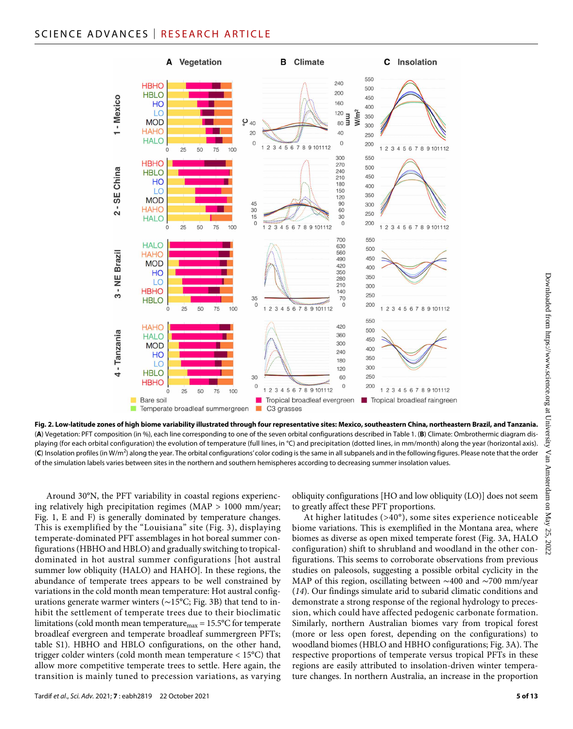**Fig. 2. Low-latitude zones of high biome variability illustrated through four representative sites: Mexico, southeastern China, northeastern Brazil, and Tanzania.** (**A**) Vegetation: PFT composition (in %), each line corresponding to one of the seven orbital configurations described in Table 1. (**B**) Climate: Ombrothermic diagram displaying (for each orbital configuration) the evolution of temperature (full lines, in °C) and precipitation (dotted lines, in mm/month) along the year (horizontal axis). (**C**) Insolation profiles (in W/m$^2$) along the year. The orbital configurations' color coding is the same in all subpanels and in the following figures. Please note that the order of the simulation labels varies between sites in the northern and southern hemispheres according to decreasing summer insolation values.

Around 30°N, the PFT variability in coastal regions experiencing relatively high precipitation regimes (MAP > 1000 mm/year; Fig. 1, E and F) is generally dominated by temperature changes. This is exemplified by the "Louisiana" site (Fig. 3), displaying temperate-dominated PFT assemblages in hot boreal summer configurations (HBHO and HBLO) and gradually switching to tropical-dominated in hot austral summer configurations [hot austral summer low obliquity (HALO) and HAHO]. In these regions, the abundance of temperate trees appears to be well constrained by variations in the cold month mean temperature: Hot austral configurations generate warmer winters (~15°C; Fig. 3B) that tend to inhibit the settlement of temperate trees due to their bioclimatic limitations (cold month mean temperature$_{max}$ = 15.5°C for temperate broadleaf evergreen and temperate broadleaf summergreen PFTs; table S1). HBHO and HBLO configurations, on the other hand, trigger colder winters (cold month mean temperature < 15°C) that allow more competitive temperate trees to settle. Here again, the transition is mainly tuned to precession variations, as varying obliquity configurations [HO and low obliquity (LO)] does not seem to greatly affect these PFT proportions.

At higher latitudes (>40°), some sites experience noticeable biome variations. This is exemplified in the Montana area, where biomes as diverse as open mixed temperate forest (Fig. 3A, HALO configuration) shift to shrubland and woodland in the other configurations. This seems to corroborate observations from previous studies on paleosols, suggesting a possible orbital cyclicity in the MAP of this region, oscillating between ~400 and ~700 mm/year (*14*). Our findings simulate arid to subarid climatic conditions and demonstrate a strong response of the regional hydrology to precession, which could have affected pedogenic carbonate formation. Similarly, northern Australian biomes vary from tropical forest (more or less open forest, depending on the configurations) to woodland biomes (HBLO and HBHO configurations; Fig. 3A). The respective proportions of temperate versus tropical PFTs in these regions are easily attributed to insolation-driven winter temperature changes. In northern Australia, an increase in the proportion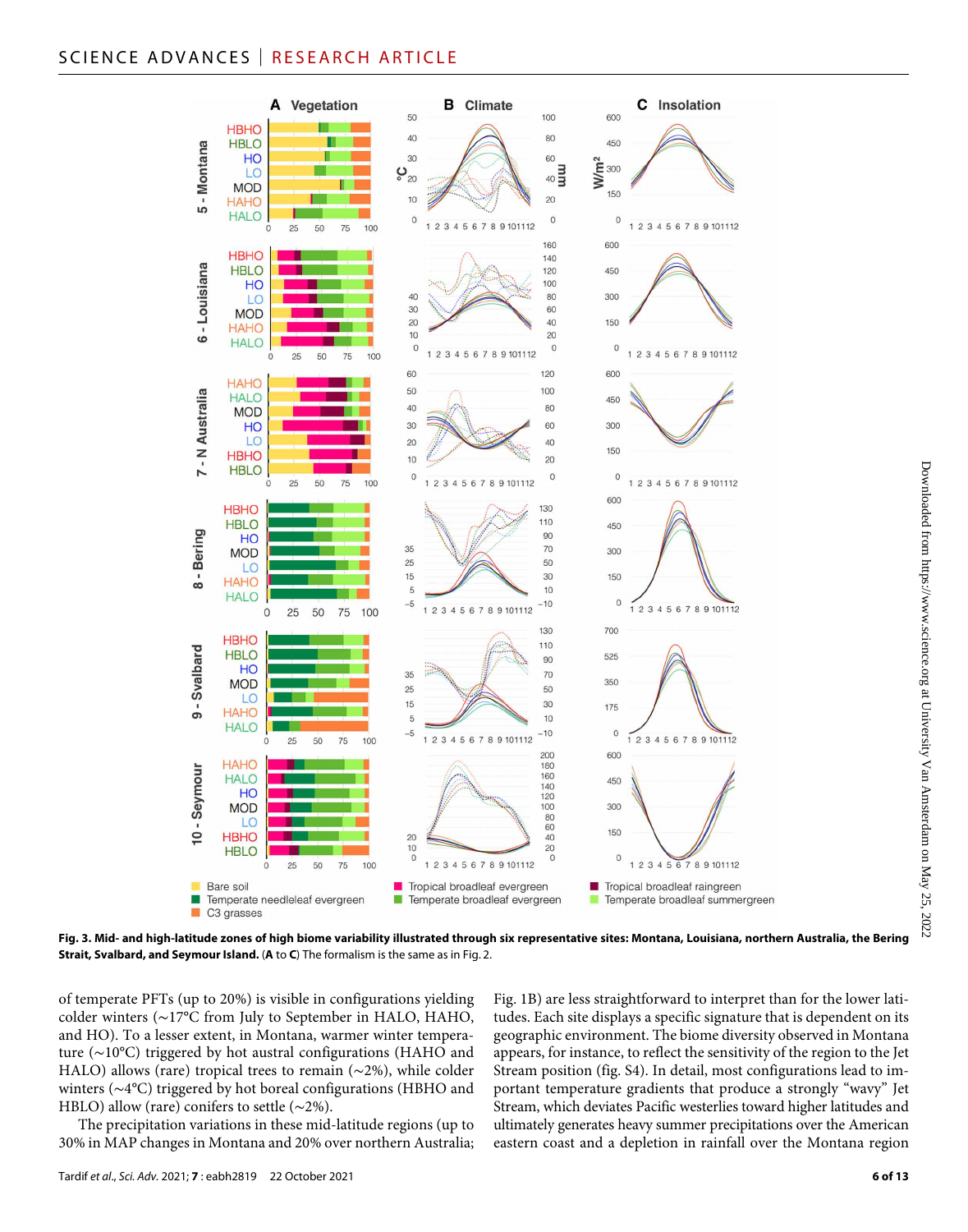**Fig. 3. Mid- and high-latitude zones of high biome variability illustrated through six representative sites: Montana, Louisiana, northern Australia, the Bering Strait, Svalbard, and Seymour Island.** (**A** to **C**) The formalism is the same as in Fig. 2.

of temperate PFTs (up to 20%) is visible in configurations yielding colder winters (~17°C from July to September in HALO, HAHO, and HO). To a lesser extent, in Montana, warmer winter temperature (~10°C) triggered by hot austral configurations (HAHO and HALO) allows (rare) tropical trees to remain (~2%), while colder winters (~4°C) triggered by hot boreal configurations (HBHO and HBLO) allow (rare) conifers to settle (~2%).

The precipitation variations in these mid-latitude regions (up to 30% in MAP changes in Montana and 20% over northern Australia; Fig. 1B) are less straightforward to interpret than for the lower latitudes. Each site displays a specific signature that is dependent on its geographic environment. The biome diversity observed in Montana appears, for instance, to reflect the sensitivity of the region to the Jet Stream position (fig. S4). In detail, most configurations lead to important temperature gradients that produce a strongly "wavy" Jet Stream, which deviates Pacific westerlies toward higher latitudes and ultimately generates heavy summer precipitations over the American eastern coast and a depletion in rainfall over the Montana region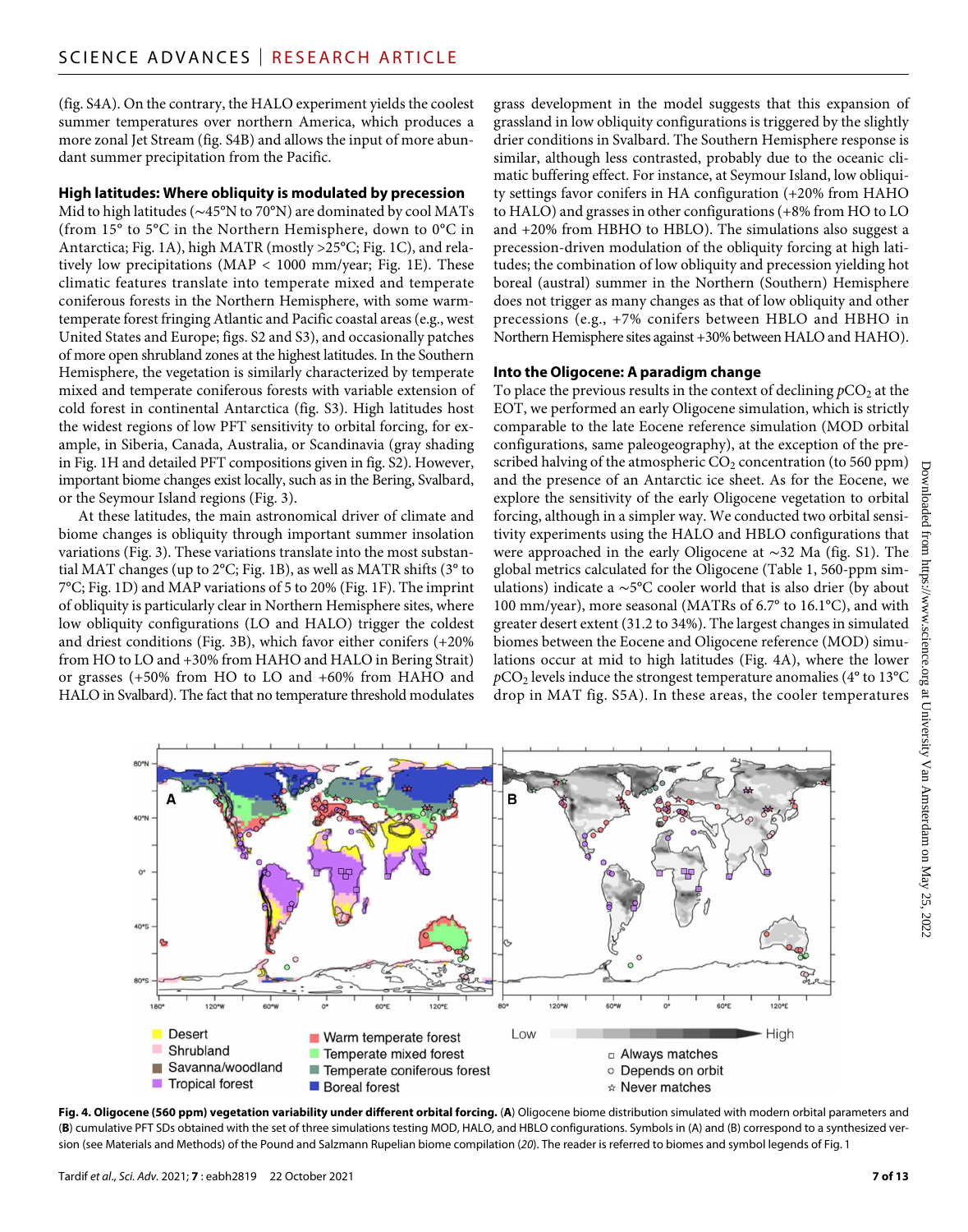(fig. S4A). On the contrary, the HALO experiment yields the coolest summer temperatures over northern America, which produces a more zonal Jet Stream (fig. S4B) and allows the input of more abundant summer precipitation from the Pacific.

### High latitudes: Where obliquity is modulated by precession

Mid to high latitudes (~45°N to 70°N) are dominated by cool MATs (from 15° to 5°C in the Northern Hemisphere, down to 0°C in Antarctica; Fig. 1A), high MATR (mostly >25°C; Fig. 1C), and relatively low precipitations (MAP < 1000 mm/year; Fig. 1E). These climatic features translate into temperate mixed and temperate coniferous forests in the Northern Hemisphere, with some warm-temperate forest fringing Atlantic and Pacific coastal areas (e.g., west United States and Europe; figs. S2 and S3), and occasionally patches of more open shrubland zones at the highest latitudes. In the Southern Hemisphere, the vegetation is similarly characterized by temperate mixed and temperate coniferous forests with variable extension of cold forest in continental Antarctica (fig. S3). High latitudes host the widest regions of low PFT sensitivity to orbital forcing, for example, in Siberia, Canada, Australia, or Scandinavia (gray shading in Fig. 1H and detailed PFT compositions given in fig. S2). However, important biome changes exist locally, such as in the Bering, Svalbard, or the Seymour Island regions (Fig. 3).

At these latitudes, the main astronomical driver of climate and biome changes is obliquity through important summer insolation variations (Fig. 3). These variations translate into the most substantial MAT changes (up to 2°C; Fig. 1B), as well as MATR shifts (3° to 7°C; Fig. 1D) and MAP variations of 5 to 20% (Fig. 1F). The imprint of obliquity is particularly clear in Northern Hemisphere sites, where low obliquity configurations (LO and HALO) trigger the coldest and driest conditions (Fig. 3B), which favor either conifers (+20% from HO to LO and +30% from HAHO and HALO in Bering Strait) or grasses (+50% from HO to LO and +60% from HAHO and HALO in Svalbard). The fact that no temperature threshold modulates grass development in the model suggests that this expansion of grassland in low obliquity configurations is triggered by the slightly drier conditions in Svalbard. The Southern Hemisphere response is similar, although less contrasted, probably due to the oceanic climatic buffering effect. For instance, at Seymour Island, low obliquity settings favor conifers in HA configuration (+20% from HAHO to HALO) and grasses in other configurations (+8% from HO to LO and +20% from HBHO to HBLO). The simulations also suggest a precession-driven modulation of the obliquity forcing at high latitudes; the combination of low obliquity and precession yielding hot boreal (austral) summer in the Northern (Southern) Hemisphere does not trigger as many changes as that of low obliquity and other precessions (e.g., +7% conifers between HBLO and HBHO in Northern Hemisphere sites against +30% between HALO and HAHO).

### Into the Oligocene: A paradigm change

To place the previous results in the context of declining $pCO_2$ at the EOT, we performed an early Oligocene simulation, which is strictly comparable to the late Eocene reference simulation (MOD orbital configurations, same paleogeography), at the exception of the prescribed halving of the atmospheric $CO_2$ concentration (to 560 ppm) and the presence of an Antarctic ice sheet. As for the Eocene, we explore the sensitivity of the early Oligocene vegetation to orbital forcing, although in a simpler way. We conducted two orbital sensitivity experiments using the HALO and HBLO configurations that were approached in the early Oligocene at ~32 Ma (fig. S1). The global metrics calculated for the Oligocene (Table 1, 560-ppm simulations) indicate a ~5°C cooler world that is also drier (by about 100 mm/year), more seasonal (MATRs of 6.7° to 16.1°C), and with greater desert extent (31.2 to 34%). The largest changes in simulated biomes between the Eocene and Oligocene reference (MOD) simulations occur at mid to high latitudes (Fig. 4A), where the lower $pCO_2$ levels induce the strongest temperature anomalies (4° to 13°C drop in MAT fig. S5A). In these areas, the cooler temperatures

**Fig. 4. Oligocene (560 ppm) vegetation variability under different orbital forcing.** (**A**) Oligocene biome distribution simulated with modern orbital parameters and (**B**) cumulative PFT SDs obtained with the set of three simulations testing MOD, HALO, and HBLO configurations. Symbols in (A) and (B) correspond to a synthesized version (see Materials and Methods) of the Pound and Salzmann Rupelian biome compilation (*20*). The reader is referred to biomes and symbol legends of Fig. 1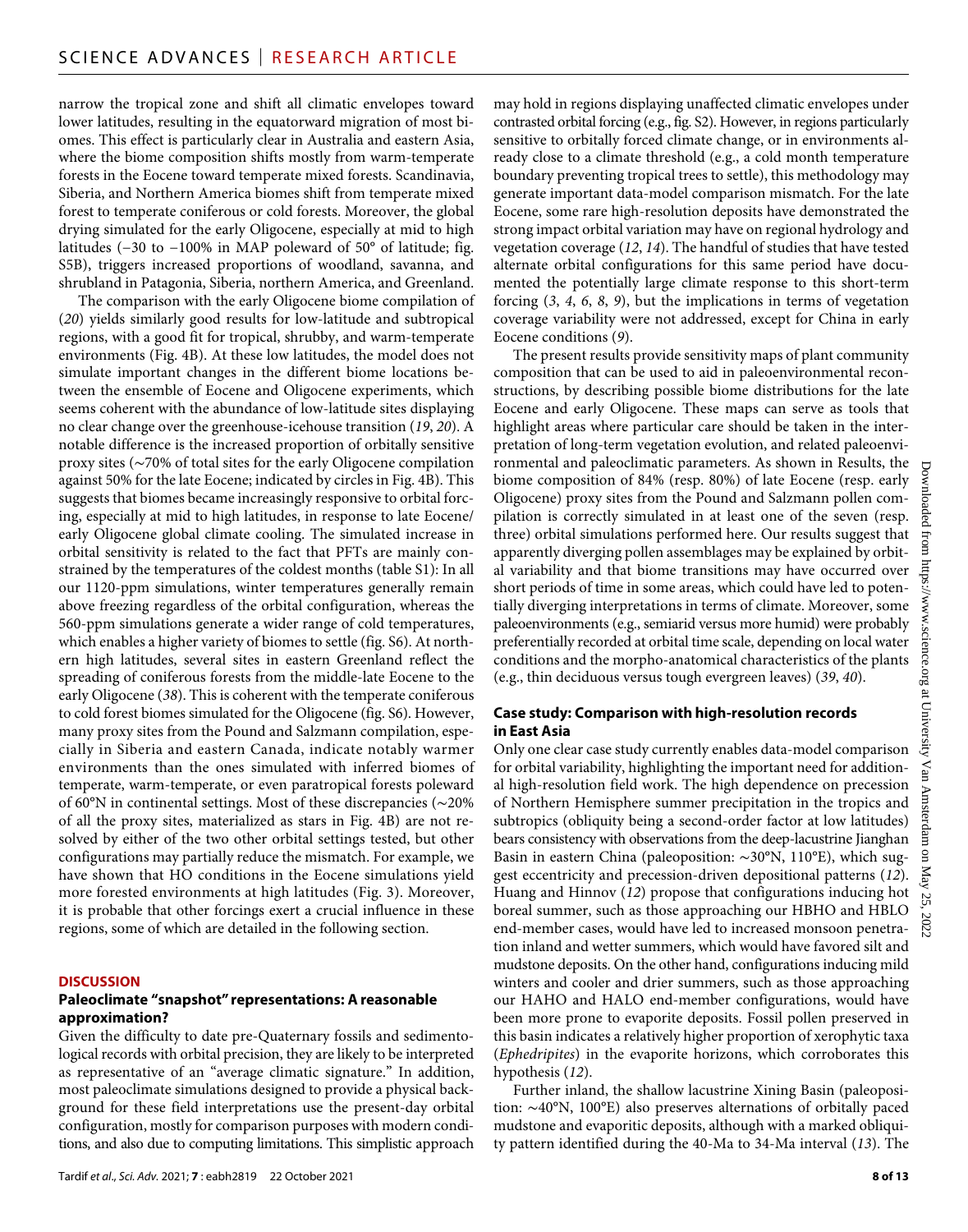narrow the tropical zone and shift all climatic envelopes toward lower latitudes, resulting in the equatorward migration of most biomes. This effect is particularly clear in Australia and eastern Asia, where the biome composition shifts mostly from warm-temperate forests in the Eocene toward temperate mixed forests. Scandinavia, Siberia, and Northern America biomes shift from temperate mixed forest to temperate coniferous or cold forests. Moreover, the global drying simulated for the early Oligocene, especially at mid to high latitudes (−30 to −100% in MAP poleward of 50° of latitude; fig. S5B), triggers increased proportions of woodland, savanna, and shrubland in Patagonia, Siberia, northern America, and Greenland.

The comparison with the early Oligocene biome compilation of (*20*) yields similarly good results for low-latitude and subtropical regions, with a good fit for tropical, shrubby, and warm-temperate environments (Fig. 4B). At these low latitudes, the model does not simulate important changes in the different biome locations between the ensemble of Eocene and Oligocene experiments, which seems coherent with the abundance of low-latitude sites displaying no clear change over the greenhouse-icehouse transition (*19*, *20*). A notable difference is the increased proportion of orbitally sensitive proxy sites (~70% of total sites for the early Oligocene compilation against 50% for the late Eocene; indicated by circles in Fig. 4B). This suggests that biomes became increasingly responsive to orbital forcing, especially at mid to high latitudes, in response to late Eocene/early Oligocene global climate cooling. The simulated increase in orbital sensitivity is related to the fact that PFTs are mainly constrained by the temperatures of the coldest months (table S1): In all our 1120-ppm simulations, winter temperatures generally remain above freezing regardless of the orbital configuration, whereas the 560-ppm simulations generate a wider range of cold temperatures, which enables a higher variety of biomes to settle (fig. S6). At northern high latitudes, several sites in eastern Greenland reflect the spreading of coniferous forests from the middle-late Eocene to the early Oligocene (*38*). This is coherent with the temperate coniferous to cold forest biomes simulated for the Oligocene (fig. S6). However, many proxy sites from the Pound and Salzmann compilation, especially in Siberia and eastern Canada, indicate notably warmer environments than the ones simulated with inferred biomes of temperate, warm-temperate, or even paratropical forests poleward of 60°N in continental settings. Most of these discrepancies (~20% of all the proxy sites, materialized as stars in Fig. 4B) are not resolved by either of the two other orbital settings tested, but other configurations may partially reduce the mismatch. For example, we have shown that HO conditions in the Eocene simulations yield more forested environments at high latitudes (Fig. 3). Moreover, it is probable that other forcings exert a crucial influence in these regions, some of which are detailed in the following section.

## DISCUSSION

### Paleoclimate "snapshot" representations: A reasonable approximation?

Given the difficulty to date pre-Quaternary fossils and sedimentological records with orbital precision, they are likely to be interpreted as representative of an "average climatic signature." In addition, most paleoclimate simulations designed to provide a physical background for these field interpretations use the present-day orbital configuration, mostly for comparison purposes with modern conditions, and also due to computing limitations. This simplistic approach may hold in regions displaying unaffected climatic envelopes under contrasted orbital forcing (e.g., fig. S2). However, in regions particularly sensitive to orbitally forced climate change, or in environments already close to a climate threshold (e.g., a cold month temperature boundary preventing tropical trees to settle), this methodology may generate important data-model comparison mismatch. For the late Eocene, some rare high-resolution deposits have demonstrated the strong impact orbital variation may have on regional hydrology and vegetation coverage (*12*, *14*). The handful of studies that have tested alternate orbital configurations for this same period have documented the potentially large climate response to this short-term forcing (*3*, *4*, *6*, *8*, *9*), but the implications in terms of vegetation coverage variability were not addressed, except for China in early Eocene conditions (*9*).

The present results provide sensitivity maps of plant community composition that can be used to aid in paleoenvironmental reconstructions, by describing possible biome distributions for the late Eocene and early Oligocene. These maps can serve as tools that highlight areas where particular care should be taken in the interpretation of long-term vegetation evolution, and related paleoenvironmental and paleoclimatic parameters. As shown in Results, the biome composition of 84% (resp. 80%) of late Eocene (resp. early Oligocene) proxy sites from the Pound and Salzmann pollen compilation is correctly simulated in at least one of the seven (resp. three) orbital simulations performed here. Our results suggest that apparently diverging pollen assemblages may be explained by orbital variability and that biome transitions may have occurred over short periods of time in some areas, which could have led to potentially diverging interpretations in terms of climate. Moreover, some paleoenvironments (e.g., semiarid versus more humid) were probably preferentially recorded at orbital time scale, depending on local water conditions and the morpho-anatomical characteristics of the plants (e.g., thin deciduous versus tough evergreen leaves) (*39*, *40*).

### Case study: Comparison with high-resolution records in East Asia

Only one clear case study currently enables data-model comparison for orbital variability, highlighting the important need for additional high-resolution field work. The high dependence on precession of Northern Hemisphere summer precipitation in the tropics and subtropics (obliquity being a second-order factor at low latitudes) bears consistency with observations from the deep-lacustrine Jianghan Basin in eastern China (paleoposition: ~30°N, 110°E), which suggest eccentricity and precession-driven depositional patterns (*12*). Huang and Hinnov (*12*) propose that configurations inducing hot boreal summer, such as those approaching our HBHO and HBLO end-member cases, would have led to increased monsoon penetration inland and wetter summers, which would have favored silt and mudstone deposits. On the other hand, configurations inducing mild winters and cooler and drier summers, such as those approaching our HAHO and HALO end-member configurations, would have been more prone to evaporite deposits. Fossil pollen preserved in this basin indicates a relatively higher proportion of xerophytic taxa (*Ephedripites*) in the evaporite horizons, which corroborates this hypothesis (*12*).

Further inland, the shallow lacustrine Xining Basin (paleoposition: ~40°N, 100°E) also preserves alternations of orbitally paced mudstone and evaporitic deposits, although with a marked obliquity pattern identified during the 40-Ma to 34-Ma interval (*13*). The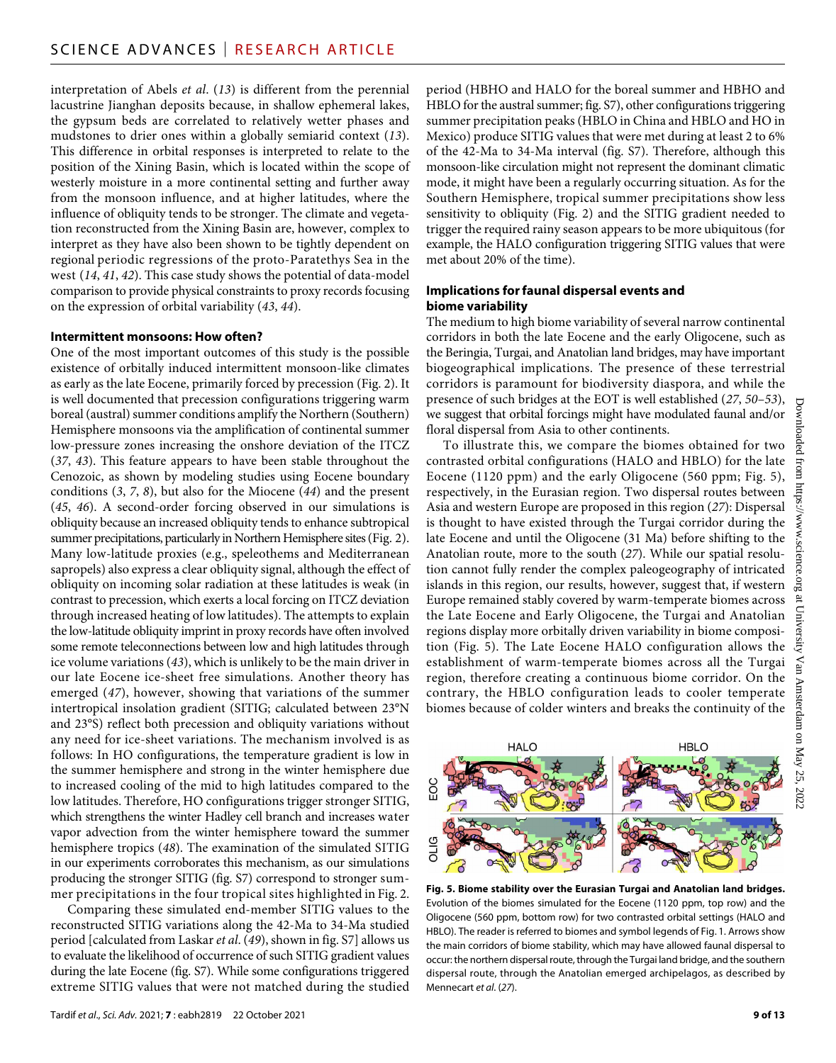interpretation of Abels *et al*. (*13*) is different from the perennial lacustrine Jianghan deposits because, in shallow ephemeral lakes, the gypsum beds are correlated to relatively wetter phases and mudstones to drier ones within a globally semiarid context (*13*). This difference in orbital responses is interpreted to relate to the position of the Xining Basin, which is located within the scope of westerly moisture in a more continental setting and further away from the monsoon influence, and at higher latitudes, where the influence of obliquity tends to be stronger. The climate and vegetation reconstructed from the Xining Basin are, however, complex to interpret as they have also been shown to be tightly dependent on regional periodic regressions of the proto-Paratethys Sea in the west (*14*, *41*, *42*). This case study shows the potential of data-model comparison to provide physical constraints to proxy records focusing on the expression of orbital variability (*43*, *44*).

### Intermittent monsoons: How often?

One of the most important outcomes of this study is the possible existence of orbitally induced intermittent monsoon-like climates as early as the late Eocene, primarily forced by precession (Fig. 2). It is well documented that precession configurations triggering warm boreal (austral) summer conditions amplify the Northern (Southern) Hemisphere monsoons via the amplification of continental summer low-pressure zones increasing the onshore deviation of the ITCZ (*37*, *43*). This feature appears to have been stable throughout the Cenozoic, as shown by modeling studies using Eocene boundary conditions (*3*, *7*, *8*), but also for the Miocene (*44*) and the present (*45*, *46*). A second-order forcing observed in our simulations is obliquity because an increased obliquity tends to enhance subtropical summer precipitations, particularly in Northern Hemisphere sites (Fig. 2). Many low-latitude proxies (e.g., speleothems and Mediterranean sapropels) also express a clear obliquity signal, although the effect of obliquity on incoming solar radiation at these latitudes is weak (in contrast to precession, which exerts a local forcing on ITCZ deviation through increased heating of low latitudes). The attempts to explain the low-latitude obliquity imprint in proxy records have often involved some remote teleconnections between low and high latitudes through ice volume variations (*43*), which is unlikely to be the main driver in our late Eocene ice-sheet free simulations. Another theory has emerged (*47*), however, showing that variations of the summer intertropical insolation gradient (SITIG; calculated between 23°N and 23°S) reflect both precession and obliquity variations without any need for ice-sheet variations. The mechanism involved is as follows: In HO configurations, the temperature gradient is low in the summer hemisphere and strong in the winter hemisphere due to increased cooling of the mid to high latitudes compared to the low latitudes. Therefore, HO configurations trigger stronger SITIG, which strengthens the winter Hadley cell branch and increases water vapor advection from the winter hemisphere toward the summer hemisphere tropics (*48*). The examination of the simulated SITIG in our experiments corroborates this mechanism, as our simulations producing the stronger SITIG (fig. S7) correspond to stronger summer precipitations in the four tropical sites highlighted in Fig. 2.

Comparing these simulated end-member SITIG values to the reconstructed SITIG variations along the 42-Ma to 34-Ma studied period [calculated from Laskar *et al*. (*49*), shown in fig. S7] allows us to evaluate the likelihood of occurrence of such SITIG gradient values during the late Eocene (fig. S7). While some configurations triggered extreme SITIG values that were not matched during the studied period (HBHO and HALO for the boreal summer and HBHO and HBLO for the austral summer; fig. S7), other configurations triggering summer precipitation peaks (HBLO in China and HBLO and HO in Mexico) produce SITIG values that were met during at least 2 to 6% of the 42-Ma to 34-Ma interval (fig. S7). Therefore, although this monsoon-like circulation might not represent the dominant climatic mode, it might have been a regularly occurring situation. As for the Southern Hemisphere, tropical summer precipitations show less sensitivity to obliquity (Fig. 2) and the SITIG gradient needed to trigger the required rainy season appears to be more ubiquitous (for example, the HALO configuration triggering SITIG values that were met about 20% of the time).

### Implications for faunal dispersal events and biome variability

The medium to high biome variability of several narrow continental corridors in both the late Eocene and the early Oligocene, such as the Beringia, Turgai, and Anatolian land bridges, may have important biogeographical implications. The presence of these terrestrial corridors is paramount for biodiversity diaspora, and while the presence of such bridges at the EOT is well established (*27*, *50*–*53*), we suggest that orbital forcings might have modulated faunal and/or floral dispersal from Asia to other continents.

To illustrate this, we compare the biomes obtained for two contrasted orbital configurations (HALO and HBLO) for the late Eocene (1120 ppm) and the early Oligocene (560 ppm; Fig. 5), respectively, in the Eurasian region. Two dispersal routes between Asia and western Europe are proposed in this region (*27*): Dispersal is thought to have existed through the Turgai corridor during the late Eocene and until the Oligocene (31 Ma) before shifting to the Anatolian route, more to the south (*27*). While our spatial resolution cannot fully render the complex paleogeography of intricated islands in this region, our results, however, suggest that, if western Europe remained stably covered by warm-temperate biomes across the Late Eocene and Early Oligocene, the Turgai and Anatolian regions display more orbitally driven variability in biome composition (Fig. 5). The Late Eocene HALO configuration allows the establishment of warm-temperate biomes across all the Turgai region, therefore creating a continuous biome corridor. On the contrary, the HBLO configuration leads to cooler temperate biomes because of colder winters and breaks the continuity of the

**Fig. 5. Biome stability over the Eurasian Turgai and Anatolian land bridges.** Evolution of the biomes simulated for the Eocene (1120 ppm, top row) and the Oligocene (560 ppm, bottom row) for two contrasted orbital settings (HALO and HBLO). The reader is referred to biomes and symbol legends of Fig. 1. Arrows show the main corridors of biome stability, which may have allowed faunal dispersal to occur: the northern dispersal route, through the Turgai land bridge, and the southern dispersal route, through the Anatolian emerged archipelagos, as described by Mennecart *et al*. (*27*).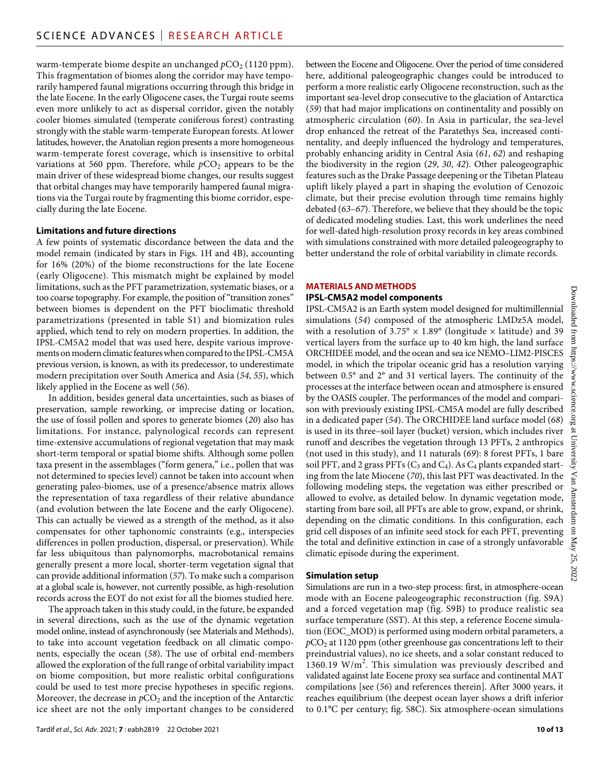warm-temperate biome despite an unchanged $pCO_2$ (1120 ppm). This fragmentation of biomes along the corridor may have temporarily hampered faunal migrations occurring through this bridge in the late Eocene. In the early Oligocene cases, the Turgai route seems even more unlikely to act as dispersal corridor, given the notably cooler biomes simulated (temperate coniferous forest) contrasting strongly with the stable warm-temperate European forests. At lower latitudes, however, the Anatolian region presents a more homogeneous warm-temperate forest coverage, which is insensitive to orbital variations at 560 ppm. Therefore, while $pCO_2$ appears to be the main driver of these widespread biome changes, our results suggest that orbital changes may have temporarily hampered faunal migrations via the Turgai route by fragmenting this biome corridor, especially during the late Eocene.

### Limitations and future directions

A few points of systematic discordance between the data and the model remain (indicated by stars in Figs. 1H and 4B), accounting for 16% (20%) of the biome reconstructions for the late Eocene (early Oligocene). This mismatch might be explained by model limitations, such as the PFT parametrization, systematic biases, or a too coarse topography. For example, the position of "transition zones" between biomes is dependent on the PFT bioclimatic threshold parametrizations (presented in table S1) and biomization rules applied, which tend to rely on modern properties. In addition, the IPSL-CM5A2 model that was used here, despite various improvements on modern climatic features when compared to the IPSL-CM5A previous version, is known, as with its predecessor, to underestimate modern precipitation over South America and Asia (*54*, *55*), which likely applied in the Eocene as well (*56*).

In addition, besides general data uncertainties, such as biases of preservation, sample reworking, or imprecise dating or location, the use of fossil pollen and spores to generate biomes (*20*) also has limitations. For instance, palynological records can represent time-extensive accumulations of regional vegetation that may mask short-term temporal or spatial biome shifts. Although some pollen taxa present in the assemblages ("form genera," i.e., pollen that was not determined to species level) cannot be taken into account when generating paleo-biomes, use of a presence/absence matrix allows the representation of taxa regardless of their relative abundance (and evolution between the late Eocene and the early Oligocene). This can actually be viewed as a strength of the method, as it also compensates for other taphonomic constraints (e.g., interspecies differences in pollen production, dispersal, or preservation). While far less ubiquitous than palynomorphs, macrobotanical remains generally present a more local, shorter-term vegetation signal that can provide additional information (*57*). To make such a comparison at a global scale is, however, not currently possible, as high-resolution records across the EOT do not exist for all the biomes studied here.

The approach taken in this study could, in the future, be expanded in several directions, such as the use of the dynamic vegetation model online, instead of asynchronously (see Materials and Methods), to take into account vegetation feedback on all climatic components, especially the ocean (*58*). The use of orbital end-members allowed the exploration of the full range of orbital variability impact on biome composition, but more realistic orbital configurations could be used to test more precise hypotheses in specific regions. Moreover, the decrease in $pCO_2$ and the inception of the Antarctic ice sheet are not the only important changes to be considered between the Eocene and Oligocene. Over the period of time considered here, additional paleogeographic changes could be introduced to perform a more realistic early Oligocene reconstruction, such as the important sea-level drop consecutive to the glaciation of Antarctica (*59*) that had major implications on continentality and possibly on atmospheric circulation (*60*). In Asia in particular, the sea-level drop enhanced the retreat of the Paratethys Sea, increased continentality, and deeply influenced the hydrology and temperatures, probably enhancing aridity in Central Asia (*61*, *62*) and reshaping the biodiversity in the region (*29*, *30*, *42*). Other paleogeographic features such as the Drake Passage deepening or the Tibetan Plateau uplift likely played a part in shaping the evolution of Cenozoic climate, but their precise evolution through time remains highly debated (*63*–*67*). Therefore, we believe that they should be the topic of dedicated modeling studies. Last, this work underlines the need for well-dated high-resolution proxy records in key areas combined with simulations constrained with more detailed paleogeography to better understand the role of orbital variability in climate records.

## MATERIALS AND METHODS

### IPSL-CM5A2 model components

IPSL-CM5A2 is an Earth system model designed for multimillennial simulations (*54*) composed of the atmospheric LMDz5A model, with a resolution of 3.75° × 1.89° (longitude × latitude) and 39 vertical layers from the surface up to 40 km high, the land surface ORCHIDEE model, and the ocean and sea ice NEMO–LIM2-PISCES model, in which the tripolar oceanic grid has a resolution varying between 0.5° and 2° and 31 vertical layers. The continuity of the processes at the interface between ocean and atmosphere is ensured by the OASIS coupler. The performances of the model and comparison with previously existing IPSL-CM5A model are fully described in a dedicated paper (*54*). The ORCHIDEE land surface model (*68*) is used in its three–soil layer (bucket) version, which includes river runoff and describes the vegetation through 13 PFTs, 2 anthropics (not used in this study), and 11 naturals (*69*): 8 forest PFTs, 1 bare soil PFT, and 2 grass PFTs ($C_3$ and $C_4$). As $C_4$ plants expanded starting from the late Miocene (*70*), this last PFT was deactivated. In the following modeling steps, the vegetation was either prescribed or allowed to evolve, as detailed below. In dynamic vegetation mode, starting from bare soil, all PFTs are able to grow, expand, or shrink, depending on the climatic conditions. In this configuration, each grid cell disposes of an infinite seed stock for each PFT, preventing the total and definitive extinction in case of a strongly unfavorable climatic episode during the experiment.

### Simulation setup

Simulations are run in a two-step process: first, in atmosphere-ocean mode with an Eocene paleogeographic reconstruction (fig. S9A) and a forced vegetation map (fig. S9B) to produce realistic sea surface temperature (SST). At this step, a reference Eocene simulation (EOC_MOD) is performed using modern orbital parameters, a $pCO_2$ at 1120 ppm (other greenhouse gas concentrations left to their preindustrial values), no ice sheets, and a solar constant reduced to 1360.19 W/m$^2$. This simulation was previously described and validated against late Eocene proxy sea surface and continental MAT compilations [see (*56*) and references therein]. After 3000 years, it reaches equilibrium (the deepest ocean layer shows a drift inferior to 0.1°C per century; fig. S8C). Six atmosphere-ocean simulations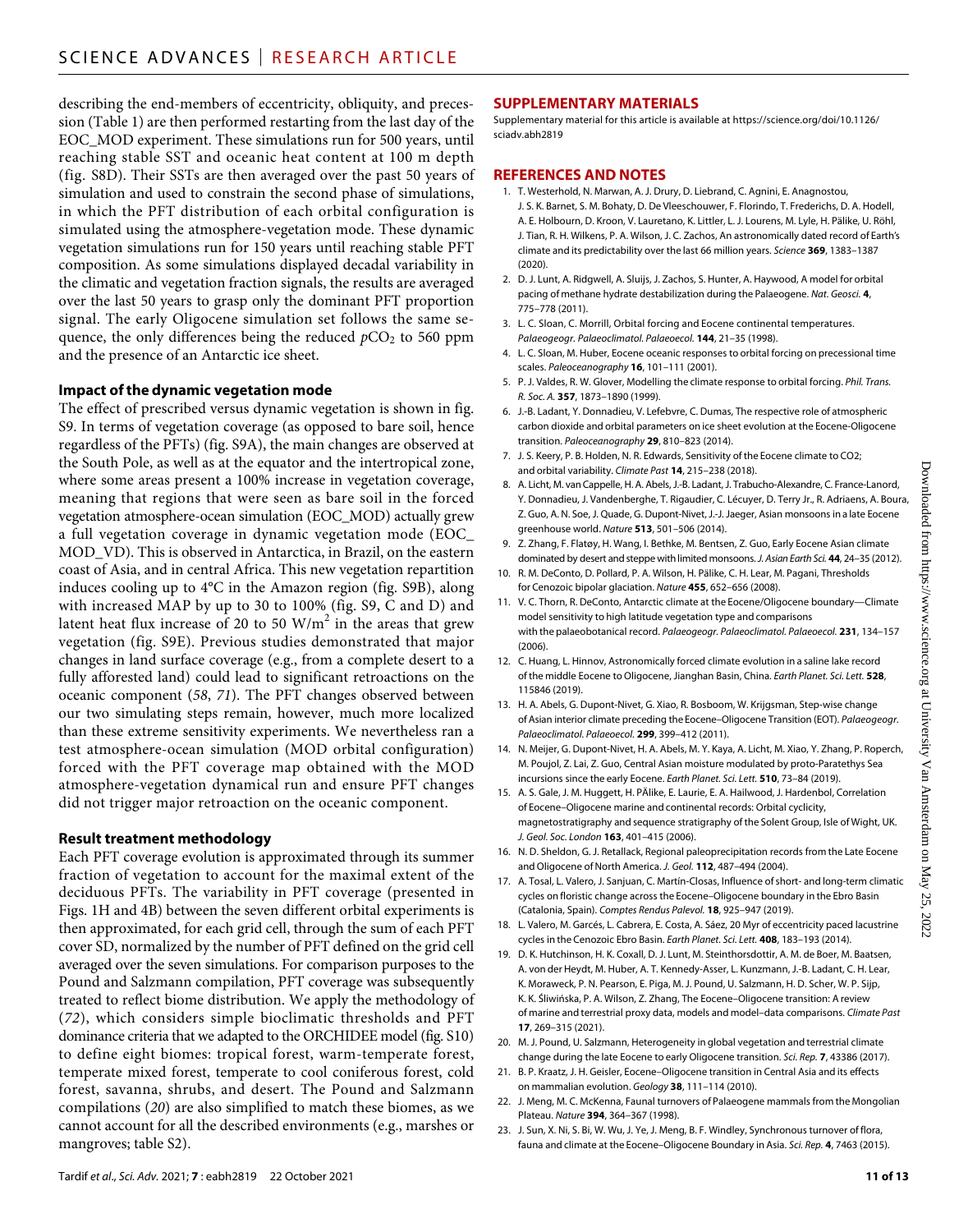describing the end-members of eccentricity, obliquity, and precession (Table 1) are then performed restarting from the last day of the EOC_MOD experiment. These simulations run for 500 years, until reaching stable SST and oceanic heat content at 100 m depth (fig. S8D). Their SSTs are then averaged over the past 50 years of simulation and used to constrain the second phase of simulations, in which the PFT distribution of each orbital configuration is simulated using the atmosphere-vegetation mode. These dynamic vegetation simulations run for 150 years until reaching stable PFT composition. As some simulations displayed decadal variability in the climatic and vegetation fraction signals, the results are averaged over the last 50 years to grasp only the dominant PFT proportion signal. The early Oligocene simulation set follows the same sequence, the only differences being the reduced $pCO_2$ to 560 ppm and the presence of an Antarctic ice sheet.

### Impact of the dynamic vegetation mode

The effect of prescribed versus dynamic vegetation is shown in fig. S9. In terms of vegetation coverage (as opposed to bare soil, hence regardless of the PFTs) (fig. S9A), the main changes are observed at the South Pole, as well as at the equator and the intertropical zone, where some areas present a 100% increase in vegetation coverage, meaning that regions that were seen as bare soil in the forced vegetation atmosphere-ocean simulation (EOC_MOD) actually grew a full vegetation coverage in dynamic vegetation mode (EOC_MOD_VD). This is observed in Antarctica, in Brazil, on the eastern coast of Asia, and in central Africa. This new vegetation repartition induces cooling up to 4°C in the Amazon region (fig. S9B), along with increased MAP by up to 30 to 100% (fig. S9, C and D) and latent heat flux increase of 20 to 50 W/m$^2$ in the areas that grew vegetation (fig. S9E). Previous studies demonstrated that major changes in land surface coverage (e.g., from a complete desert to a fully afforested land) could lead to significant retroactions on the oceanic component (*58*, *71*). The PFT changes observed between our two simulating steps remain, however, much more localized than these extreme sensitivity experiments. We nevertheless ran a test atmosphere-ocean simulation (MOD orbital configuration) forced with the PFT coverage map obtained with the MOD atmosphere-vegetation dynamical run and ensure PFT changes did not trigger major retroaction on the oceanic component.

### Result treatment methodology

Each PFT coverage evolution is approximated through its summer fraction of vegetation to account for the maximal extent of the deciduous PFTs. The variability in PFT coverage (presented in Figs. 1H and 4B) between the seven different orbital experiments is then approximated, for each grid cell, through the sum of each PFT cover SD, normalized by the number of PFT defined on the grid cell averaged over the seven simulations. For comparison purposes to the Pound and Salzmann compilation, PFT coverage was subsequently treated to reflect biome distribution. We apply the methodology of (*72*), which considers simple bioclimatic thresholds and PFT dominance criteria that we adapted to the ORCHIDEE model (fig. S10) to define eight biomes: tropical forest, warm-temperate forest, temperate mixed forest, temperate to cool coniferous forest, cold forest, savanna, shrubs, and desert. The Pound and Salzmann compilations (*20*) are also simplified to match these biomes, as we cannot account for all the described environments (e.g., marshes or mangroves; table S2).

## SUPPLEMENTARY MATERIALS

Supplementary material for this article is available at https://science.org/doi/10.1126/sciadv.abh2819

## REFERENCES AND NOTES

1. T. Westerhold, N. Marwan, A. J. Drury, D. Liebrand, C. Agnini, E. Anagnostou, J. S. K. Barnet, S. M. Bohaty, D. De Vleeschouwer, F. Florindo, T. Frederichs, D. A. Hodell, A. E. Holbourn, D. Kroon, V. Lauretano, K. Littler, L. J. Lourens, M. Lyle, H. Pälike, U. Röhl, J. Tian, R. H. Wilkens, P. A. Wilson, J. C. Zachos, An astronomically dated record of Earth's climate and its predictability over the last 66 million years. *Science* **369**, 1383–1387 (2020).
2. D. J. Lunt, A. Ridgwell, A. Sluijs, J. Zachos, S. Hunter, A. Haywood, A model for orbital pacing of methane hydrate destabilization during the Palaeogene. *Nat. Geosci.* **4**, 775–778 (2011).
3. L. C. Sloan, C. Morrill, Orbital forcing and Eocene continental temperatures. *Palaeogeogr. Palaeoclimatol. Palaeoecol.* **144**, 21–35 (1998).
4. L. C. Sloan, M. Huber, Eocene oceanic responses to orbital forcing on precessional time scales. *Paleoceanography* **16**, 101–111 (2001).
5. P. J. Valdes, R. W. Glover, Modelling the climate response to orbital forcing. *Phil. Trans. R. Soc. A.* **357**, 1873–1890 (1999).
6. J.-B. Ladant, Y. Donnadieu, V. Lefebvre, C. Dumas, The respective role of atmospheric carbon dioxide and orbital parameters on ice sheet evolution at the Eocene-Oligocene transition. *Paleoceanography* **29**, 810–823 (2014).
7. J. S. Keery, P. B. Holden, N. R. Edwards, Sensitivity of the Eocene climate to CO2; and orbital variability. *Climate Past* **14**, 215–238 (2018).
8. A. Licht, M. van Cappelle, H. A. Abels, J.-B. Ladant, J. Trabucho-Alexandre, C. France-Lanord, Y. Donnadieu, J. Vandenberghe, T. Rigaudier, C. Lécuyer, D. Terry Jr., R. Adriaens, A. Boura, Z. Guo, A. N. Soe, J. Quade, G. Dupont-Nivet, J.-J. Jaeger, Asian monsoons in a late Eocene greenhouse world. *Nature* **513**, 501–506 (2014).
9. Z. Zhang, F. Flatøy, H. Wang, I. Bethke, M. Bentsen, Z. Guo, Early Eocene Asian climate dominated by desert and steppe with limited monsoons. *J. Asian Earth Sci.* **44**, 24–35 (2012).
10. R. M. DeConto, D. Pollard, P. A. Wilson, H. Pälike, C. H. Lear, M. Pagani, Thresholds for Cenozoic bipolar glaciation. *Nature* **455**, 652–656 (2008).
11. V. C. Thorn, R. DeConto, Antarctic climate at the Eocene/Oligocene boundary—Climate model sensitivity to high latitude vegetation type and comparisons with the palaeobotanical record. *Palaeogeogr. Palaeoclimatol. Palaeoecol.* **231**, 134–157 (2006).
12. C. Huang, L. Hinnov, Astronomically forced climate evolution in a saline lake record of the middle Eocene to Oligocene, Jianghan Basin, China. *Earth Planet. Sci. Lett.* **528**, 115846 (2019).
13. H. A. Abels, G. Dupont-Nivet, G. Xiao, R. Bosboom, W. Krijgsman, Step-wise change of Asian interior climate preceding the Eocene–Oligocene Transition (EOT). *Palaeogeogr. Palaeoclimatol. Palaeoecol.* **299**, 399–412 (2011).
14. N. Meijer, G. Dupont-Nivet, H. A. Abels, M. Y. Kaya, A. Licht, M. Xiao, Y. Zhang, P. Roperch, M. Poujol, Z. Lai, Z. Guo, Central Asian moisture modulated by proto-Paratethys Sea incursions since the early Eocene. *Earth Planet. Sci. Lett.* **510**, 73–84 (2019).
15. A. S. Gale, J. M. Huggett, H. PÄlike, E. Laurie, E. A. Hailwood, J. Hardenbol, Correlation of Eocene–Oligocene marine and continental records: Orbital cyclicity, magnetostratigraphy and sequence stratigraphy of the Solent Group, Isle of Wight, UK. *J. Geol. Soc. London* **163**, 401–415 (2006).
16. N. D. Sheldon, G. J. Retallack, Regional paleoprecipitation records from the Late Eocene and Oligocene of North America. *J. Geol.* **112**, 487–494 (2004).
17. A. Tosal, L. Valero, J. Sanjuan, C. Martín-Closas, Influence of short- and long-term climatic cycles on floristic change across the Eocene–Oligocene boundary in the Ebro Basin (Catalonia, Spain). *Comptes Rendus Palevol.* **18**, 925–947 (2019).
18. L. Valero, M. Garcés, L. Cabrera, E. Costa, A. Sáez, 20 Myr of eccentricity paced lacustrine cycles in the Cenozoic Ebro Basin. *Earth Planet. Sci. Lett.* **408**, 183–193 (2014).
19. D. K. Hutchinson, H. K. Coxall, D. J. Lunt, M. Steinthorsdottir, A. M. de Boer, M. Baatsen, A. von der Heydt, M. Huber, A. T. Kennedy-Asser, L. Kunzmann, J.-B. Ladant, C. H. Lear, K. Moraweck, P. N. Pearson, E. Piga, M. J. Pound, U. Salzmann, H. D. Scher, W. P. Sijp, K. K. Śliwińska, P. A. Wilson, Z. Zhang, The Eocene–Oligocene transition: A review of marine and terrestrial proxy data, models and model–data comparisons. *Climate Past* **17**, 269–315 (2021).
20. M. J. Pound, U. Salzmann, Heterogeneity in global vegetation and terrestrial climate change during the late Eocene to early Oligocene transition. *Sci. Rep.* **7**, 43386 (2017).
21. B. P. Kraatz, J. H. Geisler, Eocene–Oligocene transition in Central Asia and its effects on mammalian evolution. *Geology* **38**, 111–114 (2010).
22. J. Meng, M. C. McKenna, Faunal turnovers of Palaeogene mammals from the Mongolian Plateau. *Nature* **394**, 364–367 (1998).
23. J. Sun, X. Ni, S. Bi, W. Wu, J. Ye, J. Meng, B. F. Windley, Synchronous turnover of flora, fauna and climate at the Eocene–Oligocene Boundary in Asia. *Sci. Rep.* **4**, 7463 (2015).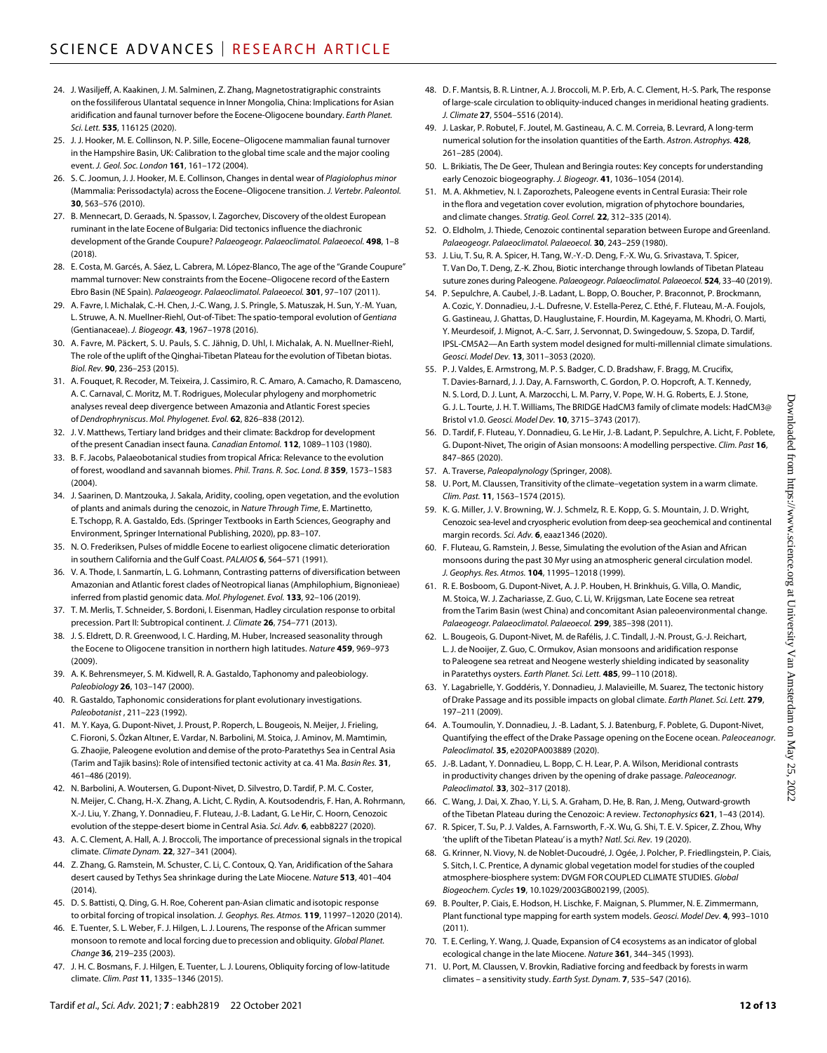24. J. Wasiljeff, A. Kaakinen, J. M. Salminen, Z. Zhang, Magnetostratigraphic constraints on the fossiliferous Ulantatal sequence in Inner Mongolia, China: Implications for Asian aridification and faunal turnover before the Eocene-Oligocene boundary. *Earth Planet. Sci. Lett.* **535**, 116125 (2020).
25. J. J. Hooker, M. E. Collinson, N. P. Sille, Eocene–Oligocene mammalian faunal turnover in the Hampshire Basin, UK: Calibration to the global time scale and the major cooling event. *J. Geol. Soc. London* **161**, 161–172 (2004).
26. S. C. Joomun, J. J. Hooker, M. E. Collinson, Changes in dental wear of *Plagiolophus minor* (Mammalia: Perissodactyla) across the Eocene–Oligocene transition. *J. Vertebr. Paleontol.* **30**, 563–576 (2010).
27. B. Mennecart, D. Geraads, N. Spassov, I. Zagorchev, Discovery of the oldest European ruminant in the late Eocene of Bulgaria: Did tectonics influence the diachronic development of the Grande Coupure? *Palaeogeogr. Palaeoclimatol. Palaeoecol.* **498**, 1–8 (2018).
28. E. Costa, M. Garcés, A. Sáez, L. Cabrera, M. López-Blanco, The age of the "Grande Coupure" mammal turnover: New constraints from the Eocene–Oligocene record of the Eastern Ebro Basin (NE Spain). *Palaeogeogr. Palaeoclimatol. Palaeoecol.* **301**, 97–107 (2011).
29. A. Favre, I. Michalak, C.-H. Chen, J.-C. Wang, J. S. Pringle, S. Matuszak, H. Sun, Y.-M. Yuan, L. Struwe, A. N. Muellner-Riehl, Out-of-Tibet: The spatio-temporal evolution of *Gentiana* (Gentianaceae). *J. Biogeogr.* **43**, 1967–1978 (2016).
30. A. Favre, M. Päckert, S. U. Pauls, S. C. Jähnig, D. Uhl, I. Michalak, A. N. Muellner-Riehl, The role of the uplift of the Qinghai-Tibetan Plateau for the evolution of Tibetan biotas. *Biol. Rev.* **90**, 236–253 (2015).
31. A. Fouquet, R. Recoder, M. Teixeira, J. Cassimiro, R. C. Amaro, A. Camacho, R. Damasceno, A. C. Carnaval, C. Moritz, M. T. Rodrigues, Molecular phylogeny and morphometric analyses reveal deep divergence between Amazonia and Atlantic Forest species of *Dendrophryniscus*. *Mol. Phylogenet. Evol.* **62**, 826–838 (2012).
32. J. V. Matthews, Tertiary land bridges and their climate: Backdrop for development of the present Canadian insect fauna. *Canadian Entomol.* **112**, 1089–1103 (1980).
33. B. F. Jacobs, Palaeobotanical studies from tropical Africa: Relevance to the evolution of forest, woodland and savannah biomes. *Phil. Trans. R. Soc. Lond. B* **359**, 1573–1583 (2004).
34. J. Saarinen, D. Mantzouka, J. Sakala, Aridity, cooling, open vegetation, and the evolution of plants and animals during the cenozoic, in *Nature Through Time*, E. Martinetto, E. Tschopp, R. A. Gastaldo, Eds. (Springer Textbooks in Earth Sciences, Geography and Environment, Springer International Publishing, 2020), pp. 83–107.
35. N. O. Frederiksen, Pulses of middle Eocene to earliest oligocene climatic deterioration in southern California and the Gulf Coast. *PALAIOS* **6**, 564–571 (1991).
36. V. A. Thode, I. Sanmartín, L. G. Lohmann, Contrasting patterns of diversification between Amazonian and Atlantic forest clades of Neotropical lianas (Amphilophium, Bignonieae) inferred from plastid genomic data. *Mol. Phylogenet. Evol.* **133**, 92–106 (2019).
37. T. M. Merlis, T. Schneider, S. Bordoni, I. Eisenman, Hadley circulation response to orbital precession. Part II: Subtropical continent. *J. Climate* **26**, 754–771 (2013).
38. J. S. Eldrett, D. R. Greenwood, I. C. Harding, M. Huber, Increased seasonality through the Eocene to Oligocene transition in northern high latitudes. *Nature* **459**, 969–973 (2009).
39. A. K. Behrensmeyer, S. M. Kidwell, R. A. Gastaldo, Taphonomy and paleobiology. *Paleobiology* **26**, 103–147 (2000).
40. R. Gastaldo, Taphonomic considerations for plant evolutionary investigations. *Paleobotanist* , 211–223 (1992).
41. M. Y. Kaya, G. Dupont-Nivet, J. Proust, P. Roperch, L. Bougeois, N. Meijer, J. Frieling, C. Fioroni, S. Özkan Altıner, E. Vardar, N. Barbolini, M. Stoica, J. Aminov, M. Mamtimin, G. Zhaojie, Paleogene evolution and demise of the proto-Paratethys Sea in Central Asia (Tarim and Tajik basins): Role of intensified tectonic activity at ca. 41 Ma. *Basin Res.* **31**, 461–486 (2019).
42. N. Barbolini, A. Woutersen, G. Dupont-Nivet, D. Silvestro, D. Tardif, P. M. C. Coster, N. Meijer, C. Chang, H.-X. Zhang, A. Licht, C. Rydin, A. Koutsodendris, F. Han, A. Rohrmann, X.-J. Liu, Y. Zhang, Y. Donnadieu, F. Fluteau, J.-B. Ladant, G. Le Hir, C. Hoorn, Cenozoic evolution of the steppe-desert biome in Central Asia. *Sci. Adv.* **6**, eabb8227 (2020).
43. A. C. Clement, A. Hall, A. J. Broccoli, The importance of precessional signals in the tropical climate. *Climate Dynam.* **22**, 327–341 (2004).
44. Z. Zhang, G. Ramstein, M. Schuster, C. Li, C. Contoux, Q. Yan, Aridification of the Sahara desert caused by Tethys Sea shrinkage during the Late Miocene. *Nature* **513**, 401–404 (2014).
45. D. S. Battisti, Q. Ding, G. H. Roe, Coherent pan-Asian climatic and isotopic response to orbital forcing of tropical insolation. *J. Geophys. Res. Atmos.* **119**, 11997–12020 (2014).
46. E. Tuenter, S. L. Weber, F. J. Hilgen, L. J. Lourens, The response of the African summer monsoon to remote and local forcing due to precession and obliquity. *Global Planet. Change* **36**, 219–235 (2003).
47. J. H. C. Bosmans, F. J. Hilgen, E. Tuenter, L. J. Lourens, Obliquity forcing of low-latitude climate. *Clim. Past* **11**, 1335–1346 (2015).
48. D. F. Mantsis, B. R. Lintner, A. J. Broccoli, M. P. Erb, A. C. Clement, H.-S. Park, The response of large-scale circulation to obliquity-induced changes in meridional heating gradients. *J. Climate* **27**, 5504–5516 (2014).
49. J. Laskar, P. Robutel, F. Joutel, M. Gastineau, A. C. M. Correia, B. Levrard, A long-term numerical solution for the insolation quantities of the Earth. *Astron. Astrophys.* **428**, 261–285 (2004).
50. L. Brikiatis, The De Geer, Thulean and Beringia routes: Key concepts for understanding early Cenozoic biogeography. *J. Biogeogr.* **41**, 1036–1054 (2014).
51. M. A. Akhmetiev, N. I. Zaporozhets, Paleogene events in Central Eurasia: Their role in the flora and vegetation cover evolution, migration of phytochore boundaries, and climate changes. *Stratig. Geol. Correl.* **22**, 312–335 (2014).
52. O. Eldholm, J. Thiede, Cenozoic continental separation between Europe and Greenland. *Palaeogeogr. Palaeoclimatol. Palaeoecol.* **30**, 243–259 (1980).
53. J. Liu, T. Su, R. A. Spicer, H. Tang, W.-Y.-D. Deng, F.-X. Wu, G. Srivastava, T. Spicer, T. Van Do, T. Deng, Z.-K. Zhou, Biotic interchange through lowlands of Tibetan Plateau suture zones during Paleogene. *Palaeogeogr. Palaeoclimatol. Palaeoecol.* **524**, 33–40 (2019).
54. P. Sepulchre, A. Caubel, J.-B. Ladant, L. Bopp, O. Boucher, P. Braconnot, P. Brockmann, A. Cozic, Y. Donnadieu, J.-L. Dufresne, V. Estella-Perez, C. Ethé, F. Fluteau, M.-A. Foujols, G. Gastineau, J. Ghattas, D. Hauglustaine, F. Hourdin, M. Kageyama, M. Khodri, O. Marti, Y. Meurdesoif, J. Mignot, A.-C. Sarr, J. Servonnat, D. Swingedouw, S. Szopa, D. Tardif, IPSL-CM5A2—An Earth system model designed for multi-millennial climate simulations. *Geosci. Model Dev.* **13**, 3011–3053 (2020).
55. P. J. Valdes, E. Armstrong, M. P. S. Badger, C. D. Bradshaw, F. Bragg, M. Crucifix, T. Davies-Barnard, J. J. Day, A. Farnsworth, C. Gordon, P. O. Hopcroft, A. T. Kennedy, N. S. Lord, D. J. Lunt, A. Marzocchi, L. M. Parry, V. Pope, W. H. G. Roberts, E. J. Stone, G. J. L. Tourte, J. H. T. Williams, The BRIDGE HadCM3 family of climate models: HadCM3@ Bristol v1.0. *Geosci. Model Dev.* **10**, 3715–3743 (2017).
56. D. Tardif, F. Fluteau, Y. Donnadieu, G. Le Hir, J.-B. Ladant, P. Sepulchre, A. Licht, F. Poblete, G. Dupont-Nivet, The origin of Asian monsoons: A modelling perspective. *Clim. Past* **16**, 847–865 (2020).
57. A. Traverse, *Paleopalynology* (Springer, 2008).
58. U. Port, M. Claussen, Transitivity of the climate–vegetation system in a warm climate. *Clim. Past.* **11**, 1563–1574 (2015).
59. K. G. Miller, J. V. Browning, W. J. Schmelz, R. E. Kopp, G. S. Mountain, J. D. Wright, Cenozoic sea-level and cryospheric evolution from deep-sea geochemical and continental margin records. *Sci. Adv.* **6**, eaaz1346 (2020).
60. F. Fluteau, G. Ramstein, J. Besse, Simulating the evolution of the Asian and African monsoons during the past 30 Myr using an atmospheric general circulation model. *J. Geophys. Res. Atmos.* **104**, 11995–12018 (1999).
61. R. E. Bosboom, G. Dupont-Nivet, A. J. P. Houben, H. Brinkhuis, G. Villa, O. Mandic, M. Stoica, W. J. Zachariasse, Z. Guo, C. Li, W. Krijgsman, Late Eocene sea retreat from the Tarim Basin (west China) and concomitant Asian paleoenvironmental change. *Palaeogeogr. Palaeoclimatol. Palaeoecol.* **299**, 385–398 (2011).
62. L. Bougeois, G. Dupont-Nivet, M. de Rafélis, J. C. Tindall, J.-N. Proust, G.-J. Reichart, L. J. de Nooijer, Z. Guo, C. Ormukov, Asian monsoons and aridification response to Paleogene sea retreat and Neogene westerly shielding indicated by seasonality in Paratethys oysters. *Earth Planet. Sci. Lett.* **485**, 99–110 (2018).
63. Y. Lagabrielle, Y. Goddéris, Y. Donnadieu, J. Malavieille, M. Suarez, The tectonic history of Drake Passage and its possible impacts on global climate. *Earth Planet. Sci. Lett.* **279**, 197–211 (2009).
64. A. Toumoulin, Y. Donnadieu, J. -B. Ladant, S. J. Batenburg, F. Poblete, G. Dupont-Nivet, Quantifying the effect of the Drake Passage opening on the Eocene ocean. *Paleoceanogr. Paleoclimatol.* **35**, e2020PA003889 (2020).
65. J.-B. Ladant, Y. Donnadieu, L. Bopp, C. H. Lear, P. A. Wilson, Meridional contrasts in productivity changes driven by the opening of drake passage. *Paleoceanogr. Paleoclimatol.* **33**, 302–317 (2018).
66. C. Wang, J. Dai, X. Zhao, Y. Li, S. A. Graham, D. He, B. Ran, J. Meng, Outward-growth of the Tibetan Plateau during the Cenozoic: A review. *Tectonophysics* **621**, 1–43 (2014).
67. R. Spicer, T. Su, P. J. Valdes, A. Farnsworth, F.-X. Wu, G. Shi, T. E. V. Spicer, Z. Zhou, Why 'the uplift of the Tibetan Plateau' is a myth? *Natl. Sci. Rev.* 19 (2020).
68. G. Krinner, N. Viovy, N. de Noblet-Ducoudré, J. Ogée, J. Polcher, P. Friedlingstein, P. Ciais, S. Sitch, I. C. Prentice, A dynamic global vegetation model for studies of the coupled atmosphere-biosphere system: DVGM FOR COUPLED CLIMATE STUDIES. *Global Biogeochem. Cycles* **19**, 10.1029/2003GB002199, (2005).
69. B. Poulter, P. Ciais, E. Hodson, H. Lischke, F. Maignan, S. Plummer, N. E. Zimmermann, Plant functional type mapping for earth system models. *Geosci. Model Dev.* **4**, 993–1010 (2011).
70. T. E. Cerling, Y. Wang, J. Quade, Expansion of C4 ecosystems as an indicator of global ecological change in the late Miocene. *Nature* **361**, 344–345 (1993).
71. U. Port, M. Claussen, V. Brovkin, Radiative forcing and feedback by forests in warm climates – a sensitivity study. *Earth Syst. Dynam.* **7**, 535–547 (2016).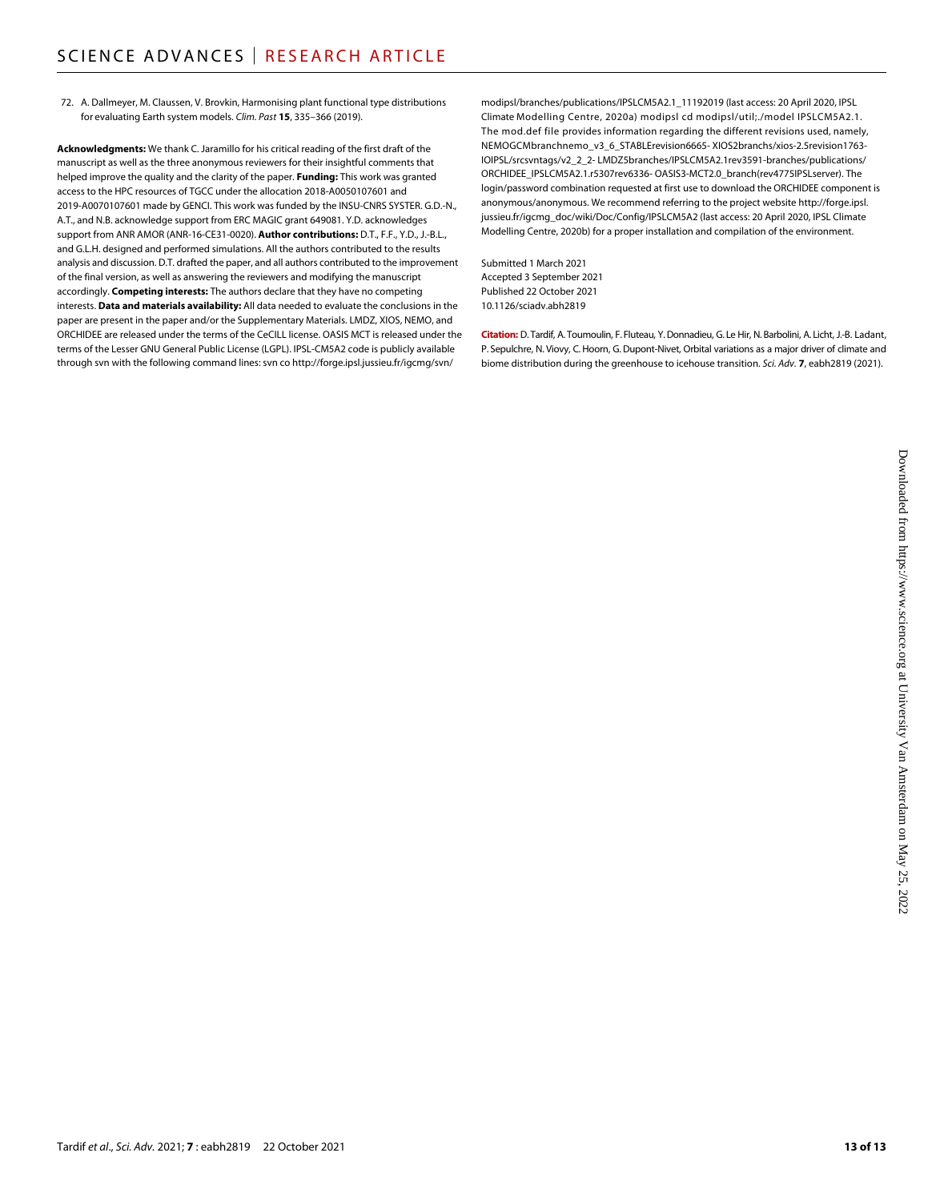72. A. Dallmeyer, M. Claussen, V. Brovkin, Harmonising plant functional type distributions for evaluating Earth system models. *Clim. Past* **15**, 335–366 (2019).

**Acknowledgments:** We thank C. Jaramillo for his critical reading of the first draft of the manuscript as well as the three anonymous reviewers for their insightful comments that helped improve the quality and the clarity of the paper. **Funding:** This work was granted access to the HPC resources of TGCC under the allocation 2018-A0050107601 and 2019-A0070107601 made by GENCI. This work was funded by the INSU-CNRS SYSTER. G.D.-N., A.T., and N.B. acknowledge support from ERC MAGIC grant 649081. Y.D. acknowledges support from ANR AMOR (ANR-16-CE31-0020). **Author contributions:** D.T., F.F., Y.D., J.-B.L., and G.L.H. designed and performed simulations. All the authors contributed to the results analysis and discussion. D.T. drafted the paper, and all authors contributed to the improvement of the final version, as well as answering the reviewers and modifying the manuscript accordingly. **Competing interests:** The authors declare that they have no competing interests. **Data and materials availability:** All data needed to evaluate the conclusions in the paper are present in the paper and/or the Supplementary Materials. LMDZ, XIOS, NEMO, and ORCHIDEE are released under the terms of the CeCILL license. OASIS MCT is released under the terms of the Lesser GNU General Public License (LGPL). IPSL-CM5A2 code is publicly available through svn with the following command lines: svn co http://forge.ipsl.jussieu.fr/igcmg/svn/modipsl/branches/publications/IPSLCM5A2.1_11192019 (last access: 20 April 2020, IPSL Climate Modelling Centre, 2020a) modipsl cd modipsl/util;./model IPSLCM5A2.1. The mod.def file provides information regarding the different revisions used, namely, NEMOGCMbranchnemo_v3_6_STABLErevision6665- XIOS2branchs/xios-2.5revision1763-IOIPSL/srcsvntags/v2_2_2- LMDZ5branches/IPSLCM5A2.1rev3591-branches/publications/ORCHIDEE_IPSLCM5A2.1.r5307rev6336- OASIS3-MCT2.0_branch(rev4775IPSLserver). The login/password combination requested at first use to download the ORCHIDEE component is anonymous/anonymous. We recommend referring to the project website http://forge.ipsl.jussieu.fr/igcmg_doc/wiki/Doc/Config/IPSLCM5A2 (last access: 20 April 2020, IPSL Climate Modelling Centre, 2020b) for a proper installation and compilation of the environment.

Submitted 1 March 2021
Accepted 3 September 2021
Published 22 October 2021
10.1126/sciadv.abh2819

**Citation:** D. Tardif, A. Toumoulin, F. Fluteau, Y. Donnadieu, G. Le Hir, N. Barbolini, A. Licht, J.-B. Ladant, P. Sepulchre, N. Viovy, C. Hoorn, G. Dupont-Nivet, Orbital variations as a major driver of climate and biome distribution during the greenhouse to icehouse transition. *Sci. Adv.* **7**, eabh2819 (2021).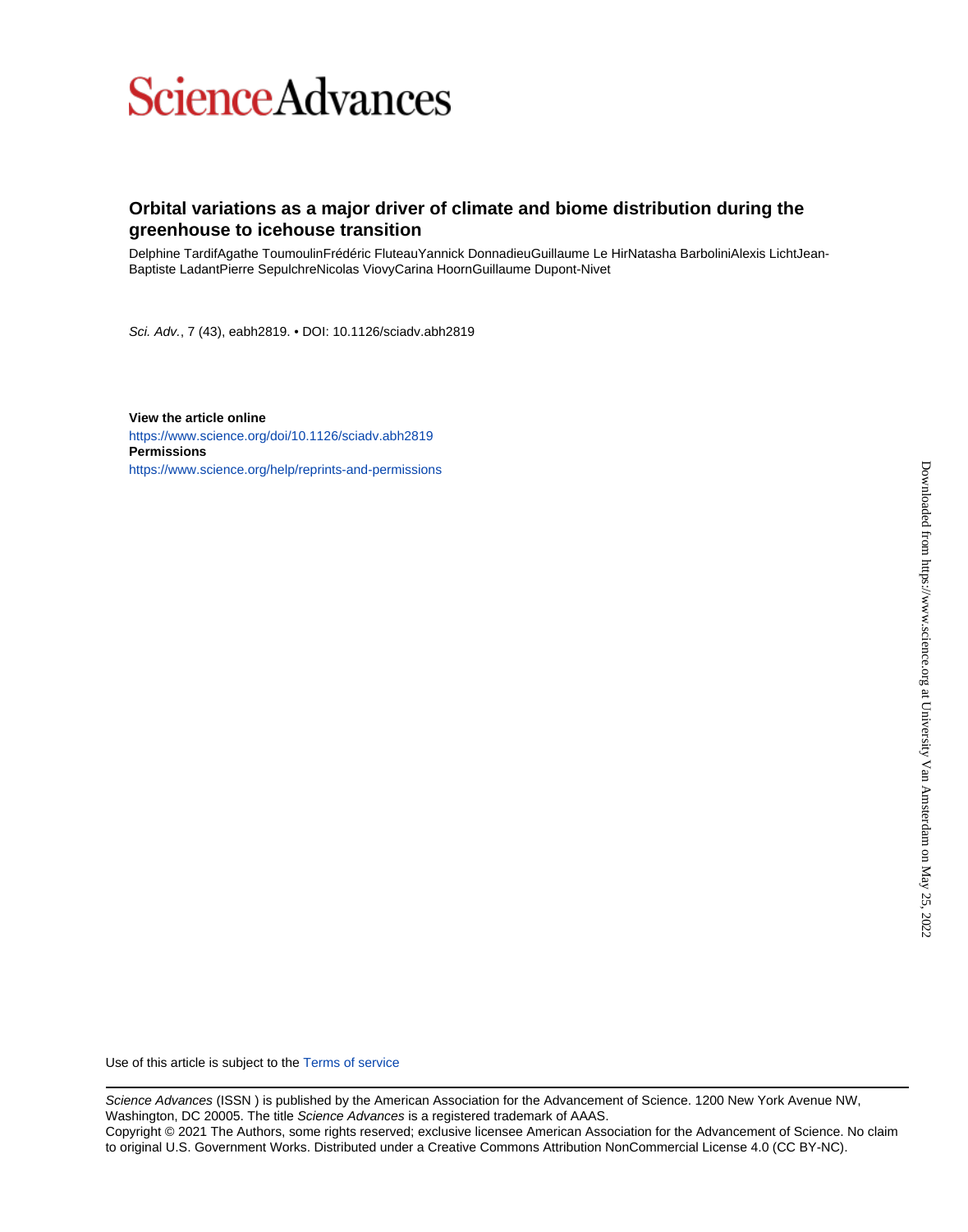# ScienceAdvances

## Orbital variations as a major driver of climate and biome distribution during the greenhouse to icehouse transition

Delphine TardifAgathe ToumoulinFrédéric FluteauYannick DonnadieuGuillaume Le HirNatasha BarboliniAlexis LichtJean-Baptiste LadantPierre SepulchreNicolas ViovyCarina HoornGuillaume Dupont-Nivet

*Sci. Adv.*, 7 (43), eabh2819. • DOI: 10.1126/sciadv.abh2819

**View the article online**
https://www.science.org/doi/10.1126/sciadv.abh2819
**Permissions**
https://www.science.org/help/reprints-and-permissions

Use of this article is subject to the Terms of service

*Science Advances* (ISSN ) is published by the American Association for the Advancement of Science. 1200 New York Avenue NW, Washington, DC 20005. The title *Science Advances* is a registered trademark of AAAS.
Copyright © 2021 The Authors, some rights reserved; exclusive licensee American Association for the Advancement of Science. No claim to original U.S. Government Works. Distributed under a Creative Commons Attribution NonCommercial License 4.0 (CC BY-NC).